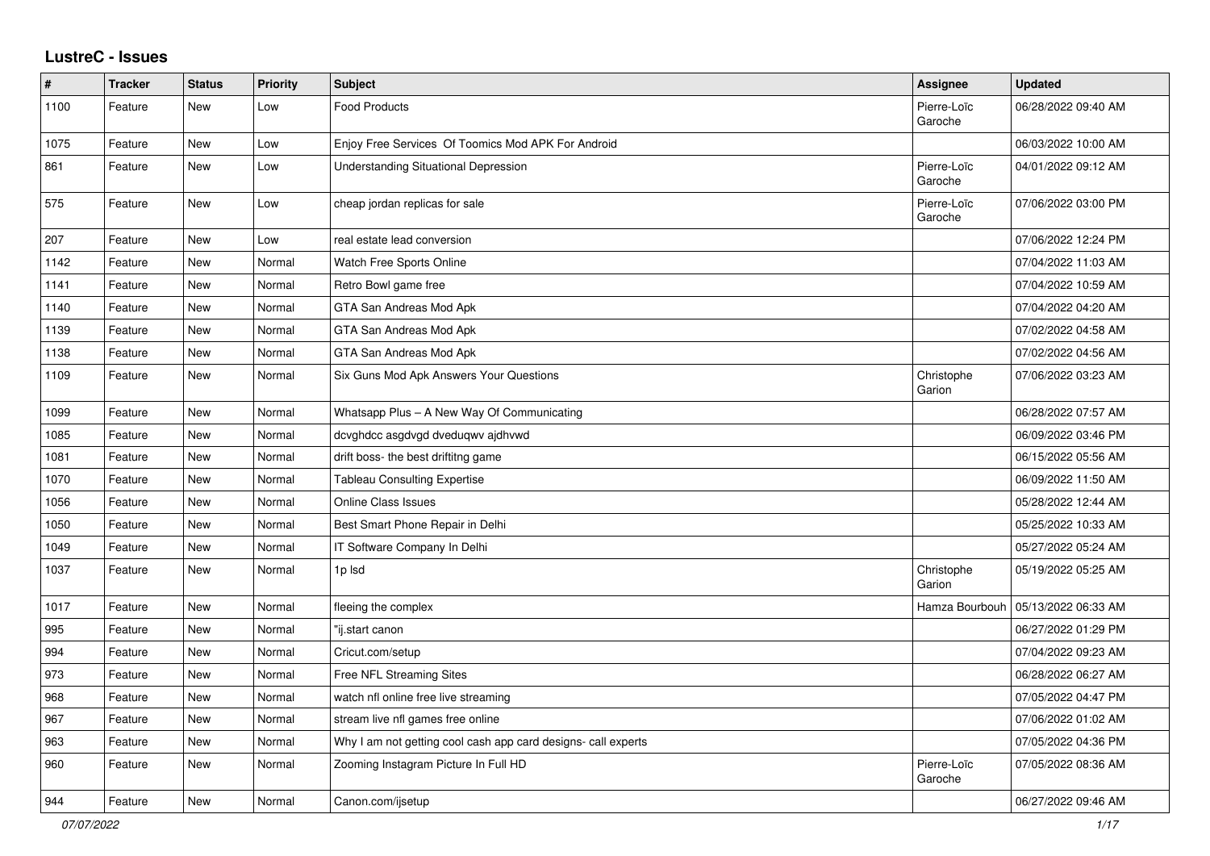## LustreC - Issues

| # | Tracker | Status | Priority | Subject | Assignee | Updated |
|---|---|---|---|---|---|---|
| 1100 | Feature | New | Low | Food Products | Pierre-Loïc Garoche | 06/28/2022 09:40 AM |
| 1075 | Feature | New | Low | Enjoy Free Services Of Toomics Mod APK For Android | | 06/03/2022 10:00 AM |
| 861 | Feature | New | Low | Understanding Situational Depression | Pierre-Loïc Garoche | 04/01/2022 09:12 AM |
| 575 | Feature | New | Low | cheap jordan replicas for sale | Pierre-Loïc Garoche | 07/06/2022 03:00 PM |
| 207 | Feature | New | Low | real estate lead conversion | | 07/06/2022 12:24 PM |
| 1142 | Feature | New | Normal | Watch Free Sports Online | | 07/04/2022 11:03 AM |
| 1141 | Feature | New | Normal | Retro Bowl game free | | 07/04/2022 10:59 AM |
| 1140 | Feature | New | Normal | GTA San Andreas Mod Apk | | 07/04/2022 04:20 AM |
| 1139 | Feature | New | Normal | GTA San Andreas Mod Apk | | 07/02/2022 04:58 AM |
| 1138 | Feature | New | Normal | GTA San Andreas Mod Apk | | 07/02/2022 04:56 AM |
| 1109 | Feature | New | Normal | Six Guns Mod Apk Answers Your Questions | Christophe Garion | 07/06/2022 03:23 AM |
| 1099 | Feature | New | Normal | Whatsapp Plus – A New Way Of Communicating | | 06/28/2022 07:57 AM |
| 1085 | Feature | New | Normal | dcvghdcc asgdvgd dveduqwv ajdhvwd | | 06/09/2022 03:46 PM |
| 1081 | Feature | New | Normal | drift boss- the best driftitng game | | 06/15/2022 05:56 AM |
| 1070 | Feature | New | Normal | Tableau Consulting Expertise | | 06/09/2022 11:50 AM |
| 1056 | Feature | New | Normal | Online Class Issues | | 05/28/2022 12:44 AM |
| 1050 | Feature | New | Normal | Best Smart Phone Repair in Delhi | | 05/25/2022 10:33 AM |
| 1049 | Feature | New | Normal | IT Software Company In Delhi | | 05/27/2022 05:24 AM |
| 1037 | Feature | New | Normal | 1p lsd | Christophe Garion | 05/19/2022 05:25 AM |
| 1017 | Feature | New | Normal | fleeing the complex | Hamza Bourbouh | 05/13/2022 06:33 AM |
| 995 | Feature | New | Normal | "ij.start canon | | 06/27/2022 01:29 PM |
| 994 | Feature | New | Normal | Cricut.com/setup | | 07/04/2022 09:23 AM |
| 973 | Feature | New | Normal | Free NFL Streaming Sites | | 06/28/2022 06:27 AM |
| 968 | Feature | New | Normal | watch nfl online free live streaming | | 07/05/2022 04:47 PM |
| 967 | Feature | New | Normal | stream live nfl games free online | | 07/06/2022 01:02 AM |
| 963 | Feature | New | Normal | Why I am not getting cool cash app card designs- call experts | | 07/05/2022 04:36 PM |
| 960 | Feature | New | Normal | Zooming Instagram Picture In Full HD | Pierre-Loïc Garoche | 07/05/2022 08:36 AM |
| 944 | Feature | New | Normal | Canon.com/ijsetup | | 06/27/2022 09:46 AM |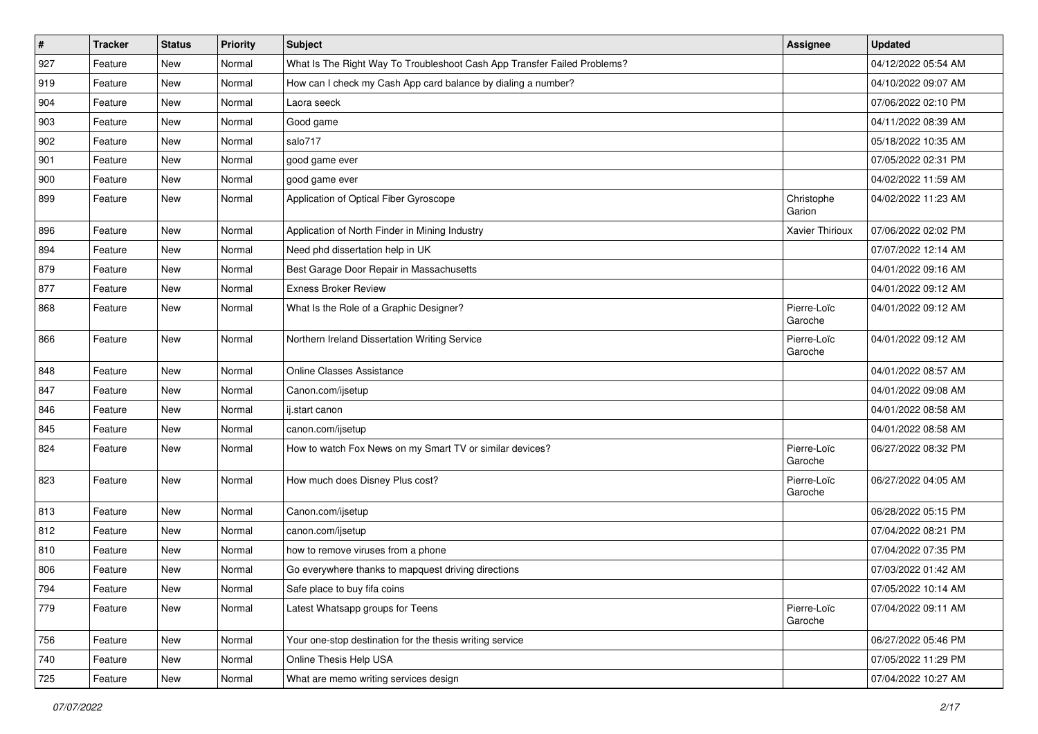| # | Tracker | Status | Priority | Subject | Assignee | Updated |
| --- | --- | --- | --- | --- | --- | --- |
| 927 | Feature | New | Normal | What Is The Right Way To Troubleshoot Cash App Transfer Failed Problems? | | 04/12/2022 05:54 AM |
| 919 | Feature | New | Normal | How can I check my Cash App card balance by dialing a number? | | 04/10/2022 09:07 AM |
| 904 | Feature | New | Normal | Laora seeck | | 07/06/2022 02:10 PM |
| 903 | Feature | New | Normal | Good game | | 04/11/2022 08:39 AM |
| 902 | Feature | New | Normal | salo717 | | 05/18/2022 10:35 AM |
| 901 | Feature | New | Normal | good game ever | | 07/05/2022 02:31 PM |
| 900 | Feature | New | Normal | good game ever | | 04/02/2022 11:59 AM |
| 899 | Feature | New | Normal | Application of Optical Fiber Gyroscope | Christophe Garion | 04/02/2022 11:23 AM |
| 896 | Feature | New | Normal | Application of North Finder in Mining Industry | Xavier Thirioux | 07/06/2022 02:02 PM |
| 894 | Feature | New | Normal | Need phd dissertation help in UK | | 07/07/2022 12:14 AM |
| 879 | Feature | New | Normal | Best Garage Door Repair in Massachusetts | | 04/01/2022 09:16 AM |
| 877 | Feature | New | Normal | Exness Broker Review | | 04/01/2022 09:12 AM |
| 868 | Feature | New | Normal | What Is the Role of a Graphic Designer? | Pierre-Loïc Garoche | 04/01/2022 09:12 AM |
| 866 | Feature | New | Normal | Northern Ireland Dissertation Writing Service | Pierre-Loïc Garoche | 04/01/2022 09:12 AM |
| 848 | Feature | New | Normal | Online Classes Assistance | | 04/01/2022 08:57 AM |
| 847 | Feature | New | Normal | Canon.com/ijsetup | | 04/01/2022 09:08 AM |
| 846 | Feature | New | Normal | ij.start canon | | 04/01/2022 08:58 AM |
| 845 | Feature | New | Normal | canon.com/ijsetup | | 04/01/2022 08:58 AM |
| 824 | Feature | New | Normal | How to watch Fox News on my Smart TV or similar devices? | Pierre-Loïc Garoche | 06/27/2022 08:32 PM |
| 823 | Feature | New | Normal | How much does Disney Plus cost? | Pierre-Loïc Garoche | 06/27/2022 04:05 AM |
| 813 | Feature | New | Normal | Canon.com/ijsetup | | 06/28/2022 05:15 PM |
| 812 | Feature | New | Normal | canon.com/ijsetup | | 07/04/2022 08:21 PM |
| 810 | Feature | New | Normal | how to remove viruses from a phone | | 07/04/2022 07:35 PM |
| 806 | Feature | New | Normal | Go everywhere thanks to mapquest driving directions | | 07/03/2022 01:42 AM |
| 794 | Feature | New | Normal | Safe place to buy fifa coins | | 07/05/2022 10:14 AM |
| 779 | Feature | New | Normal | Latest Whatsapp groups for Teens | Pierre-Loïc Garoche | 07/04/2022 09:11 AM |
| 756 | Feature | New | Normal | Your one-stop destination for the thesis writing service | | 06/27/2022 05:46 PM |
| 740 | Feature | New | Normal | Online Thesis Help USA | | 07/05/2022 11:29 PM |
| 725 | Feature | New | Normal | What are memo writing services design | | 07/04/2022 10:27 AM |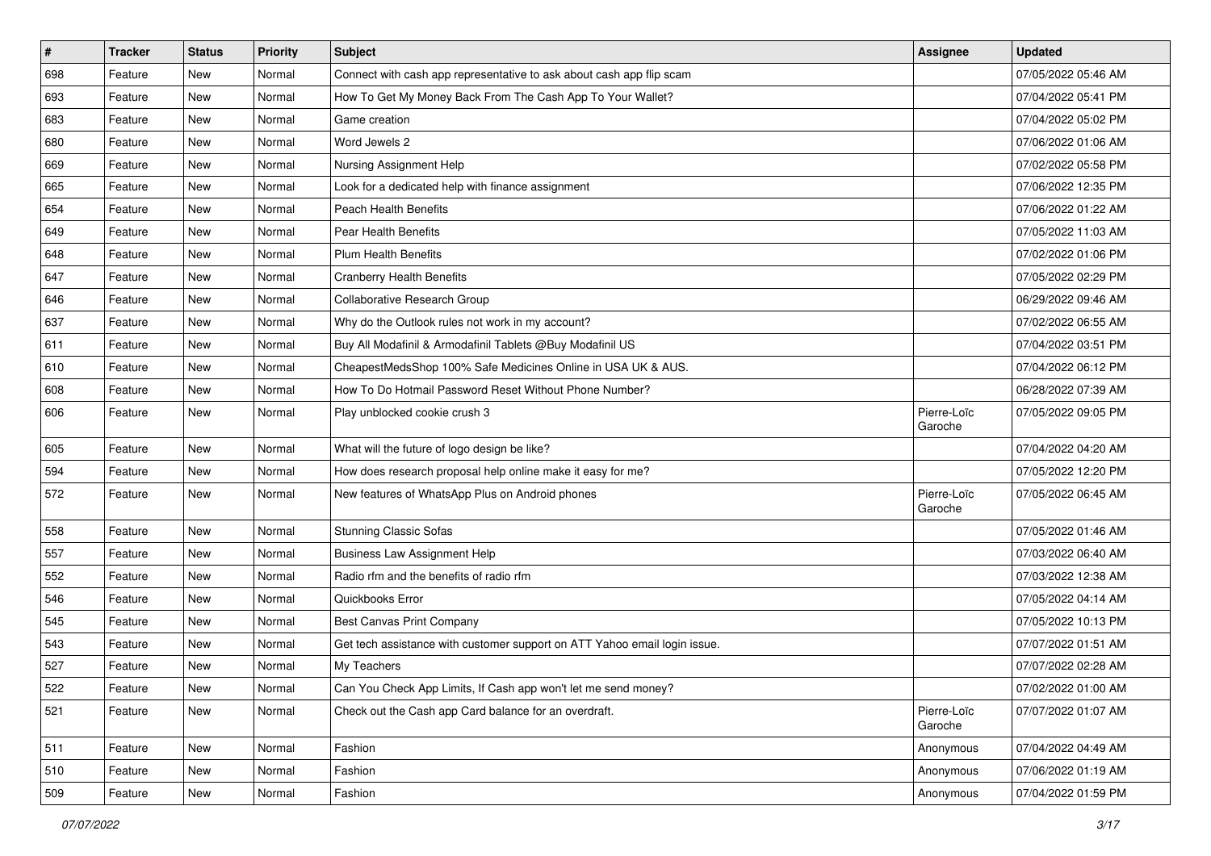| # | Tracker | Status | Priority | Subject | Assignee | Updated |
|---|---|---|---|---|---|---|
| 698 | Feature | New | Normal | Connect with cash app representative to ask about cash app flip scam | | 07/05/2022 05:46 AM |
| 693 | Feature | New | Normal | How To Get My Money Back From The Cash App To Your Wallet? | | 07/04/2022 05:41 PM |
| 683 | Feature | New | Normal | Game creation | | 07/04/2022 05:02 PM |
| 680 | Feature | New | Normal | Word Jewels 2 | | 07/06/2022 01:06 AM |
| 669 | Feature | New | Normal | Nursing Assignment Help | | 07/02/2022 05:58 PM |
| 665 | Feature | New | Normal | Look for a dedicated help with finance assignment | | 07/06/2022 12:35 PM |
| 654 | Feature | New | Normal | Peach Health Benefits | | 07/06/2022 01:22 AM |
| 649 | Feature | New | Normal | Pear Health Benefits | | 07/05/2022 11:03 AM |
| 648 | Feature | New | Normal | Plum Health Benefits | | 07/02/2022 01:06 PM |
| 647 | Feature | New | Normal | Cranberry Health Benefits | | 07/05/2022 02:29 PM |
| 646 | Feature | New | Normal | Collaborative Research Group | | 06/29/2022 09:46 AM |
| 637 | Feature | New | Normal | Why do the Outlook rules not work in my account? | | 07/02/2022 06:55 AM |
| 611 | Feature | New | Normal | Buy All Modafinil & Armodafinil Tablets @Buy Modafinil US | | 07/04/2022 03:51 PM |
| 610 | Feature | New | Normal | CheapestMedsShop 100% Safe Medicines Online in USA UK & AUS. | | 07/04/2022 06:12 PM |
| 608 | Feature | New | Normal | How To Do Hotmail Password Reset Without Phone Number? | | 06/28/2022 07:39 AM |
| 606 | Feature | New | Normal | Play unblocked cookie crush 3 | Pierre-Loïc Garoche | 07/05/2022 09:05 PM |
| 605 | Feature | New | Normal | What will the future of logo design be like? | | 07/04/2022 04:20 AM |
| 594 | Feature | New | Normal | How does research proposal help online make it easy for me? | | 07/05/2022 12:20 PM |
| 572 | Feature | New | Normal | New features of WhatsApp Plus on Android phones | Pierre-Loïc Garoche | 07/05/2022 06:45 AM |
| 558 | Feature | New | Normal | Stunning Classic Sofas | | 07/05/2022 01:46 AM |
| 557 | Feature | New | Normal | Business Law Assignment Help | | 07/03/2022 06:40 AM |
| 552 | Feature | New | Normal | Radio rfm and the benefits of radio rfm | | 07/03/2022 12:38 AM |
| 546 | Feature | New | Normal | Quickbooks Error | | 07/05/2022 04:14 AM |
| 545 | Feature | New | Normal | Best Canvas Print Company | | 07/05/2022 10:13 PM |
| 543 | Feature | New | Normal | Get tech assistance with customer support on ATT Yahoo email login issue. | | 07/07/2022 01:51 AM |
| 527 | Feature | New | Normal | My Teachers | | 07/07/2022 02:28 AM |
| 522 | Feature | New | Normal | Can You Check App Limits, If Cash app won't let me send money? | | 07/02/2022 01:00 AM |
| 521 | Feature | New | Normal | Check out the Cash app Card balance for an overdraft. | Pierre-Loïc Garoche | 07/07/2022 01:07 AM |
| 511 | Feature | New | Normal | Fashion | Anonymous | 07/04/2022 04:49 AM |
| 510 | Feature | New | Normal | Fashion | Anonymous | 07/06/2022 01:19 AM |
| 509 | Feature | New | Normal | Fashion | Anonymous | 07/04/2022 01:59 PM |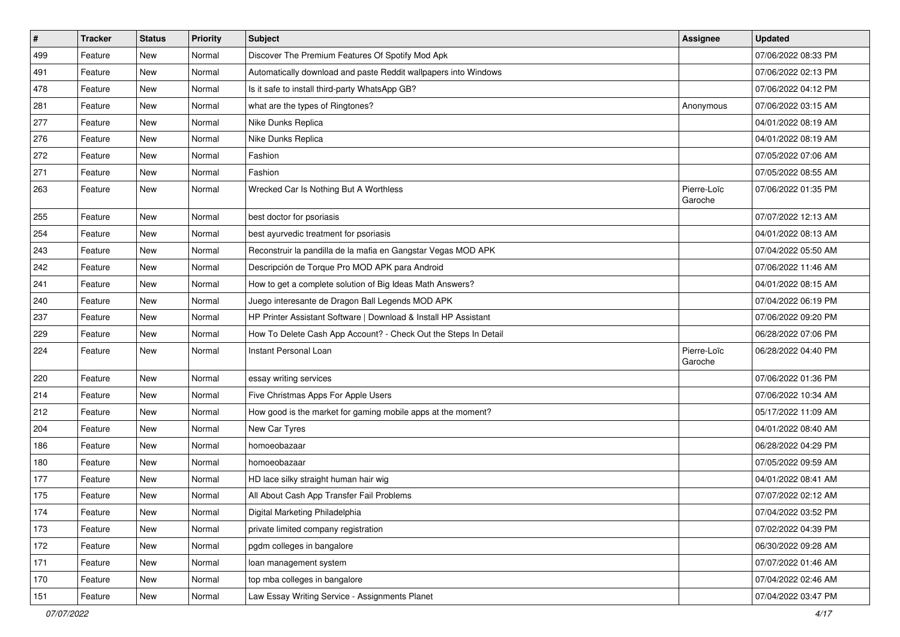| # | Tracker | Status | Priority | Subject | Assignee | Updated |
|---|---|---|---|---|---|---|
| 499 | Feature | New | Normal | Discover The Premium Features Of Spotify Mod Apk | | 07/06/2022 08:33 PM |
| 491 | Feature | New | Normal | Automatically download and paste Reddit wallpapers into Windows | | 07/06/2022 02:13 PM |
| 478 | Feature | New | Normal | Is it safe to install third-party WhatsApp GB? | | 07/06/2022 04:12 PM |
| 281 | Feature | New | Normal | what are the types of Ringtones? | Anonymous | 07/06/2022 03:15 AM |
| 277 | Feature | New | Normal | Nike Dunks Replica | | 04/01/2022 08:19 AM |
| 276 | Feature | New | Normal | Nike Dunks Replica | | 04/01/2022 08:19 AM |
| 272 | Feature | New | Normal | Fashion | | 07/05/2022 07:06 AM |
| 271 | Feature | New | Normal | Fashion | | 07/05/2022 08:55 AM |
| 263 | Feature | New | Normal | Wrecked Car Is Nothing But A Worthless | Pierre-Loïc Garoche | 07/06/2022 01:35 PM |
| 255 | Feature | New | Normal | best doctor for psoriasis | | 07/07/2022 12:13 AM |
| 254 | Feature | New | Normal | best ayurvedic treatment for psoriasis | | 04/01/2022 08:13 AM |
| 243 | Feature | New | Normal | Reconstruir la pandilla de la mafia en Gangstar Vegas MOD APK | | 07/04/2022 05:50 AM |
| 242 | Feature | New | Normal | Descripción de Torque Pro MOD APK para Android | | 07/06/2022 11:46 AM |
| 241 | Feature | New | Normal | How to get a complete solution of Big Ideas Math Answers? | | 04/01/2022 08:15 AM |
| 240 | Feature | New | Normal | Juego interesante de Dragon Ball Legends MOD APK | | 07/04/2022 06:19 PM |
| 237 | Feature | New | Normal | HP Printer Assistant Software \| Download & Install HP Assistant | | 07/06/2022 09:20 PM |
| 229 | Feature | New | Normal | How To Delete Cash App Account? - Check Out the Steps In Detail | | 06/28/2022 07:06 PM |
| 224 | Feature | New | Normal | Instant Personal Loan | Pierre-Loïc Garoche | 06/28/2022 04:40 PM |
| 220 | Feature | New | Normal | essay writing services | | 07/06/2022 01:36 PM |
| 214 | Feature | New | Normal | Five Christmas Apps For Apple Users | | 07/06/2022 10:34 AM |
| 212 | Feature | New | Normal | How good is the market for gaming mobile apps at the moment? | | 05/17/2022 11:09 AM |
| 204 | Feature | New | Normal | New Car Tyres | | 04/01/2022 08:40 AM |
| 186 | Feature | New | Normal | homoeobazaar | | 06/28/2022 04:29 PM |
| 180 | Feature | New | Normal | homoeobazaar | | 07/05/2022 09:59 AM |
| 177 | Feature | New | Normal | HD lace silky straight human hair wig | | 04/01/2022 08:41 AM |
| 175 | Feature | New | Normal | All About Cash App Transfer Fail Problems | | 07/07/2022 02:12 AM |
| 174 | Feature | New | Normal | Digital Marketing Philadelphia | | 07/04/2022 03:52 PM |
| 173 | Feature | New | Normal | private limited company registration | | 07/02/2022 04:39 PM |
| 172 | Feature | New | Normal | pgdm colleges in bangalore | | 06/30/2022 09:28 AM |
| 171 | Feature | New | Normal | loan management system | | 07/07/2022 01:46 AM |
| 170 | Feature | New | Normal | top mba colleges in bangalore | | 07/04/2022 02:46 AM |
| 151 | Feature | New | Normal | Law Essay Writing Service - Assignments Planet | | 07/04/2022 03:47 PM |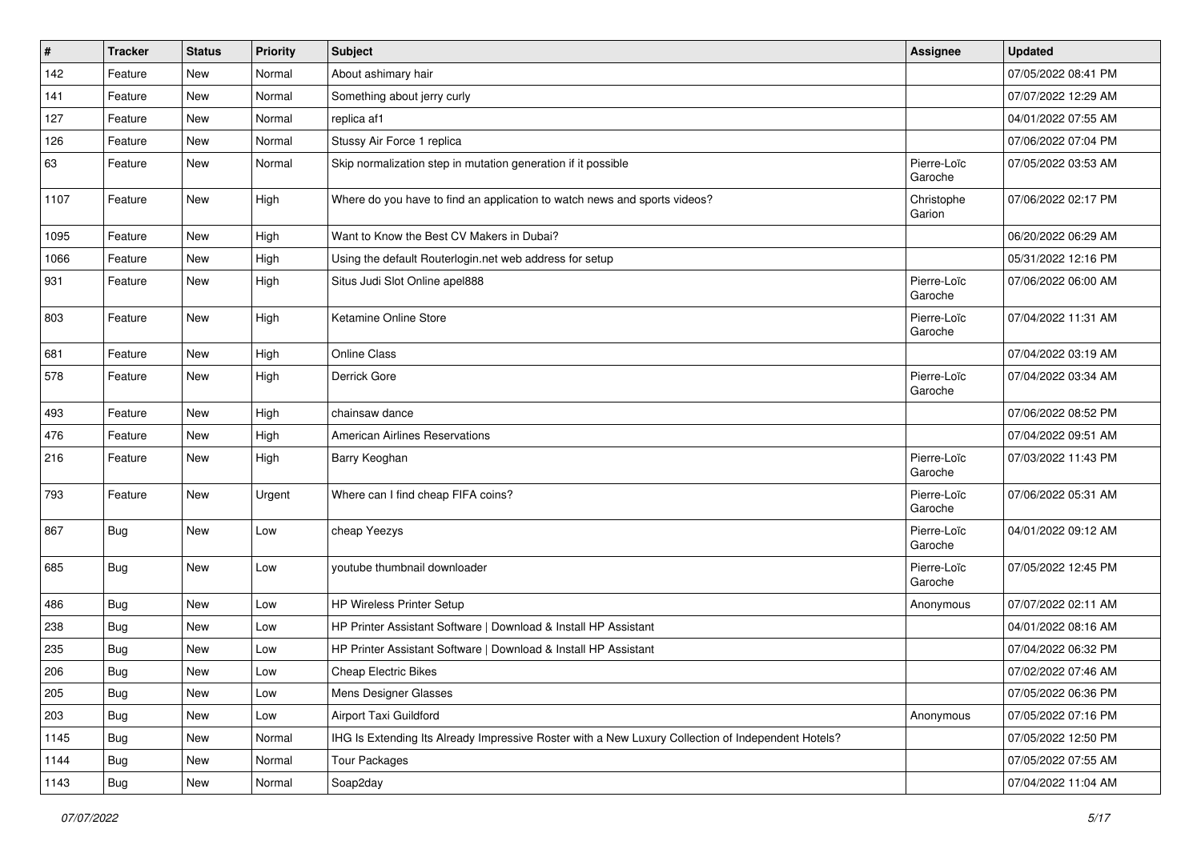| # | Tracker | Status | Priority | Subject | Assignee | Updated |
|---|---|---|---|---|---|---|
| 142 | Feature | New | Normal | About ashimary hair | | 07/05/2022 08:41 PM |
| 141 | Feature | New | Normal | Something about jerry curly | | 07/07/2022 12:29 AM |
| 127 | Feature | New | Normal | replica af1 | | 04/01/2022 07:55 AM |
| 126 | Feature | New | Normal | Stussy Air Force 1 replica | | 07/06/2022 07:04 PM |
| 63 | Feature | New | Normal | Skip normalization step in mutation generation if it possible | Pierre-Loïc Garoche | 07/05/2022 03:53 AM |
| 1107 | Feature | New | High | Where do you have to find an application to watch news and sports videos? | Christophe Garion | 07/06/2022 02:17 PM |
| 1095 | Feature | New | High | Want to Know the Best CV Makers in Dubai? | | 06/20/2022 06:29 AM |
| 1066 | Feature | New | High | Using the default Routerlogin.net web address for setup | | 05/31/2022 12:16 PM |
| 931 | Feature | New | High | Situs Judi Slot Online apel888 | Pierre-Loïc Garoche | 07/06/2022 06:00 AM |
| 803 | Feature | New | High | Ketamine Online Store | Pierre-Loïc Garoche | 07/04/2022 11:31 AM |
| 681 | Feature | New | High | Online Class | | 07/04/2022 03:19 AM |
| 578 | Feature | New | High | Derrick Gore | Pierre-Loïc Garoche | 07/04/2022 03:34 AM |
| 493 | Feature | New | High | chainsaw dance | | 07/06/2022 08:52 PM |
| 476 | Feature | New | High | American Airlines Reservations | | 07/04/2022 09:51 AM |
| 216 | Feature | New | High | Barry Keoghan | Pierre-Loïc Garoche | 07/03/2022 11:43 PM |
| 793 | Feature | New | Urgent | Where can I find cheap FIFA coins? | Pierre-Loïc Garoche | 07/06/2022 05:31 AM |
| 867 | Bug | New | Low | cheap Yeezys | Pierre-Loïc Garoche | 04/01/2022 09:12 AM |
| 685 | Bug | New | Low | youtube thumbnail downloader | Pierre-Loïc Garoche | 07/05/2022 12:45 PM |
| 486 | Bug | New | Low | HP Wireless Printer Setup | Anonymous | 07/07/2022 02:11 AM |
| 238 | Bug | New | Low | HP Printer Assistant Software \| Download & Install HP Assistant | | 04/01/2022 08:16 AM |
| 235 | Bug | New | Low | HP Printer Assistant Software \| Download & Install HP Assistant | | 07/04/2022 06:32 PM |
| 206 | Bug | New | Low | Cheap Electric Bikes | | 07/02/2022 07:46 AM |
| 205 | Bug | New | Low | Mens Designer Glasses | | 07/05/2022 06:36 PM |
| 203 | Bug | New | Low | Airport Taxi Guildford | Anonymous | 07/05/2022 07:16 PM |
| 1145 | Bug | New | Normal | IHG Is Extending Its Already Impressive Roster with a New Luxury Collection of Independent Hotels? | | 07/05/2022 12:50 PM |
| 1144 | Bug | New | Normal | Tour Packages | | 07/05/2022 07:55 AM |
| 1143 | Bug | New | Normal | Soap2day | | 07/04/2022 11:04 AM |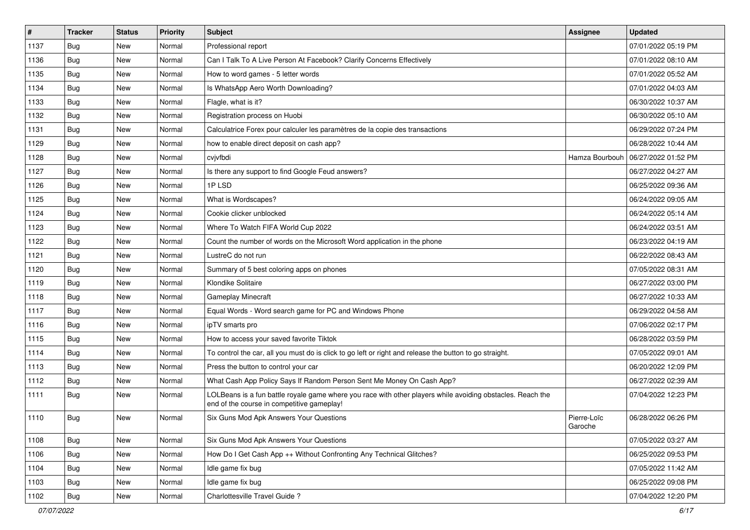| # | Tracker | Status | Priority | Subject | Assignee | Updated |
|---|---|---|---|---|---|---|
| 1137 | Bug | New | Normal | Professional report | | 07/01/2022 05:19 PM |
| 1136 | Bug | New | Normal | Can I Talk To A Live Person At Facebook? Clarify Concerns Effectively | | 07/01/2022 08:10 AM |
| 1135 | Bug | New | Normal | How to word games - 5 letter words | | 07/01/2022 05:52 AM |
| 1134 | Bug | New | Normal | Is WhatsApp Aero Worth Downloading? | | 07/01/2022 04:03 AM |
| 1133 | Bug | New | Normal | Flagle, what is it? | | 06/30/2022 10:37 AM |
| 1132 | Bug | New | Normal | Registration process on Huobi | | 06/30/2022 05:10 AM |
| 1131 | Bug | New | Normal | Calculatrice Forex pour calculer les paramètres de la copie des transactions | | 06/29/2022 07:24 PM |
| 1129 | Bug | New | Normal | how to enable direct deposit on cash app? | | 06/28/2022 10:44 AM |
| 1128 | Bug | New | Normal | cvjvfbdi | Hamza Bourbouh | 06/27/2022 01:52 PM |
| 1127 | Bug | New | Normal | Is there any support to find Google Feud answers? | | 06/27/2022 04:27 AM |
| 1126 | Bug | New | Normal | 1P LSD | | 06/25/2022 09:36 AM |
| 1125 | Bug | New | Normal | What is Wordscapes? | | 06/24/2022 09:05 AM |
| 1124 | Bug | New | Normal | Cookie clicker unblocked | | 06/24/2022 05:14 AM |
| 1123 | Bug | New | Normal | Where To Watch FIFA World Cup 2022 | | 06/24/2022 03:51 AM |
| 1122 | Bug | New | Normal | Count the number of words on the Microsoft Word application in the phone | | 06/23/2022 04:19 AM |
| 1121 | Bug | New | Normal | LustreC do not run | | 06/22/2022 08:43 AM |
| 1120 | Bug | New | Normal | Summary of 5 best coloring apps on phones | | 07/05/2022 08:31 AM |
| 1119 | Bug | New | Normal | Klondike Solitaire | | 06/27/2022 03:00 PM |
| 1118 | Bug | New | Normal | Gameplay Minecraft | | 06/27/2022 10:33 AM |
| 1117 | Bug | New | Normal | Equal Words - Word search game for PC and Windows Phone | | 06/29/2022 04:58 AM |
| 1116 | Bug | New | Normal | ipTV smarts pro | | 07/06/2022 02:17 PM |
| 1115 | Bug | New | Normal | How to access your saved favorite Tiktok | | 06/28/2022 03:59 PM |
| 1114 | Bug | New | Normal | To control the car, all you must do is click to go left or right and release the button to go straight. | | 07/05/2022 09:01 AM |
| 1113 | Bug | New | Normal | Press the button to control your car | | 06/20/2022 12:09 PM |
| 1112 | Bug | New | Normal | What Cash App Policy Says If Random Person Sent Me Money On Cash App? | | 06/27/2022 02:39 AM |
| 1111 | Bug | New | Normal | LOLBeans is a fun battle royale game where you race with other players while avoiding obstacles. Reach the end of the course in competitive gameplay! | | 07/04/2022 12:23 PM |
| 1110 | Bug | New | Normal | Six Guns Mod Apk Answers Your Questions | Pierre-Loïc Garoche | 06/28/2022 06:26 PM |
| 1108 | Bug | New | Normal | Six Guns Mod Apk Answers Your Questions | | 07/05/2022 03:27 AM |
| 1106 | Bug | New | Normal | How Do I Get Cash App ++ Without Confronting Any Technical Glitches? | | 06/25/2022 09:53 PM |
| 1104 | Bug | New | Normal | Idle game fix bug | | 07/05/2022 11:42 AM |
| 1103 | Bug | New | Normal | Idle game fix bug | | 06/25/2022 09:08 PM |
| 1102 | Bug | New | Normal | Charlottesville Travel Guide ? | | 07/04/2022 12:20 PM |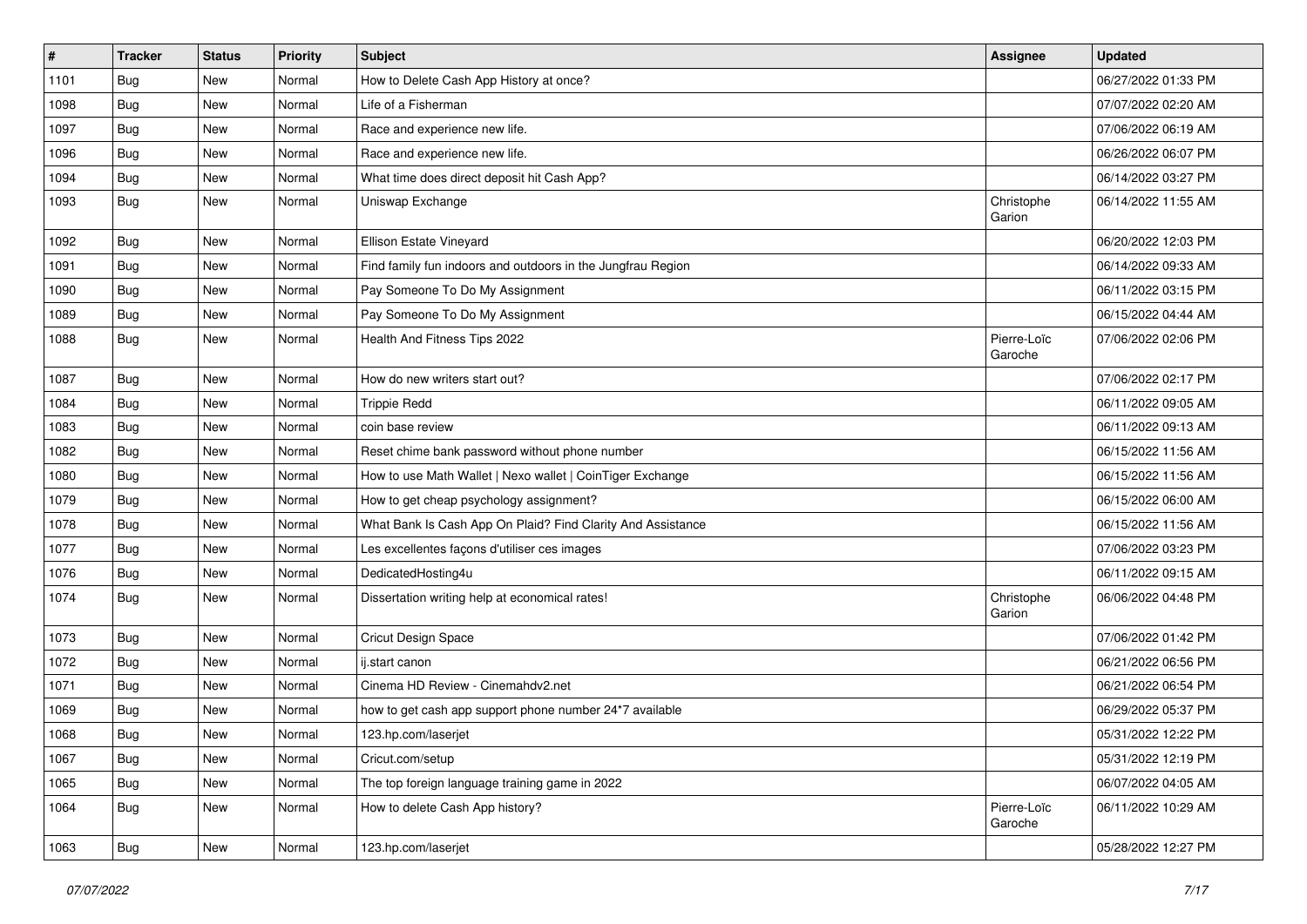| # | Tracker | Status | Priority | Subject | Assignee | Updated |
|---|---|---|---|---|---|---|
| 1101 | Bug | New | Normal | How to Delete Cash App History at once? |  | 06/27/2022 01:33 PM |
| 1098 | Bug | New | Normal | Life of a Fisherman |  | 07/07/2022 02:20 AM |
| 1097 | Bug | New | Normal | Race and experience new life. |  | 07/06/2022 06:19 AM |
| 1096 | Bug | New | Normal | Race and experience new life. |  | 06/26/2022 06:07 PM |
| 1094 | Bug | New | Normal | What time does direct deposit hit Cash App? |  | 06/14/2022 03:27 PM |
| 1093 | Bug | New | Normal | Uniswap Exchange | Christophe Garion | 06/14/2022 11:55 AM |
| 1092 | Bug | New | Normal | Ellison Estate Vineyard |  | 06/20/2022 12:03 PM |
| 1091 | Bug | New | Normal | Find family fun indoors and outdoors in the Jungfrau Region |  | 06/14/2022 09:33 AM |
| 1090 | Bug | New | Normal | Pay Someone To Do My Assignment |  | 06/11/2022 03:15 PM |
| 1089 | Bug | New | Normal | Pay Someone To Do My Assignment |  | 06/15/2022 04:44 AM |
| 1088 | Bug | New | Normal | Health And Fitness Tips 2022 | Pierre-Loïc Garoche | 07/06/2022 02:06 PM |
| 1087 | Bug | New | Normal | How do new writers start out? |  | 07/06/2022 02:17 PM |
| 1084 | Bug | New | Normal | Trippie Redd |  | 06/11/2022 09:05 AM |
| 1083 | Bug | New | Normal | coin base review |  | 06/11/2022 09:13 AM |
| 1082 | Bug | New | Normal | Reset chime bank password without phone number |  | 06/15/2022 11:56 AM |
| 1080 | Bug | New | Normal | How to use Math Wallet \| Nexo wallet \| CoinTiger Exchange |  | 06/15/2022 11:56 AM |
| 1079 | Bug | New | Normal | How to get cheap psychology assignment? |  | 06/15/2022 06:00 AM |
| 1078 | Bug | New | Normal | What Bank Is Cash App On Plaid? Find Clarity And Assistance |  | 06/15/2022 11:56 AM |
| 1077 | Bug | New | Normal | Les excellentes façons d'utiliser ces images |  | 07/06/2022 03:23 PM |
| 1076 | Bug | New | Normal | DedicatedHosting4u |  | 06/11/2022 09:15 AM |
| 1074 | Bug | New | Normal | Dissertation writing help at economical rates! | Christophe Garion | 06/06/2022 04:48 PM |
| 1073 | Bug | New | Normal | Cricut Design Space |  | 07/06/2022 01:42 PM |
| 1072 | Bug | New | Normal | ij.start canon |  | 06/21/2022 06:56 PM |
| 1071 | Bug | New | Normal | Cinema HD Review - Cinemahdv2.net |  | 06/21/2022 06:54 PM |
| 1069 | Bug | New | Normal | how to get cash app support phone number 24*7 available |  | 06/29/2022 05:37 PM |
| 1068 | Bug | New | Normal | 123.hp.com/laserjet |  | 05/31/2022 12:22 PM |
| 1067 | Bug | New | Normal | Cricut.com/setup |  | 05/31/2022 12:19 PM |
| 1065 | Bug | New | Normal | The top foreign language training game in 2022 |  | 06/07/2022 04:05 AM |
| 1064 | Bug | New | Normal | How to delete Cash App history? | Pierre-Loïc Garoche | 06/11/2022 10:29 AM |
| 1063 | Bug | New | Normal | 123.hp.com/laserjet |  | 05/28/2022 12:27 PM |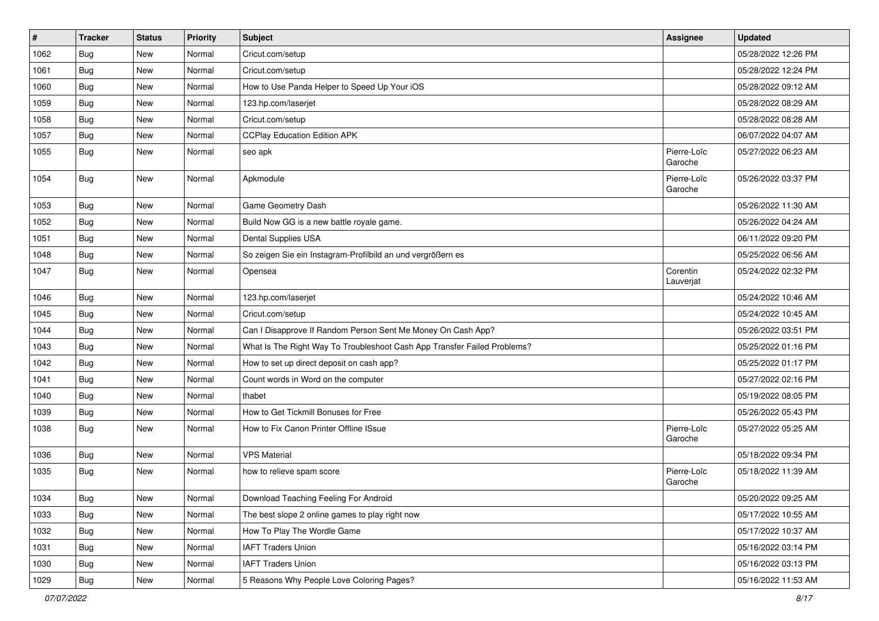| # | Tracker | Status | Priority | Subject | Assignee | Updated |
|---|---|---|---|---|---|---|
| 1062 | Bug | New | Normal | Cricut.com/setup | | 05/28/2022 12:26 PM |
| 1061 | Bug | New | Normal | Cricut.com/setup | | 05/28/2022 12:24 PM |
| 1060 | Bug | New | Normal | How to Use Panda Helper to Speed Up Your iOS | | 05/28/2022 09:12 AM |
| 1059 | Bug | New | Normal | 123.hp.com/laserjet | | 05/28/2022 08:29 AM |
| 1058 | Bug | New | Normal | Cricut.com/setup | | 05/28/2022 08:28 AM |
| 1057 | Bug | New | Normal | CCPlay Education Edition APK | | 06/07/2022 04:07 AM |
| 1055 | Bug | New | Normal | seo apk | Pierre-Loïc Garoche | 05/27/2022 06:23 AM |
| 1054 | Bug | New | Normal | Apkmodule | Pierre-Loïc Garoche | 05/26/2022 03:37 PM |
| 1053 | Bug | New | Normal | Game Geometry Dash | | 05/26/2022 11:30 AM |
| 1052 | Bug | New | Normal | Build Now GG is a new battle royale game. | | 05/26/2022 04:24 AM |
| 1051 | Bug | New | Normal | Dental Supplies USA | | 06/11/2022 09:20 PM |
| 1048 | Bug | New | Normal | So zeigen Sie ein Instagram-Profilbild an und vergrößern es | | 05/25/2022 06:56 AM |
| 1047 | Bug | New | Normal | Opensea | Corentin Lauverjat | 05/24/2022 02:32 PM |
| 1046 | Bug | New | Normal | 123.hp.com/laserjet | | 05/24/2022 10:46 AM |
| 1045 | Bug | New | Normal | Cricut.com/setup | | 05/24/2022 10:45 AM |
| 1044 | Bug | New | Normal | Can I Disapprove If Random Person Sent Me Money On Cash App? | | 05/26/2022 03:51 PM |
| 1043 | Bug | New | Normal | What Is The Right Way To Troubleshoot Cash App Transfer Failed Problems? | | 05/25/2022 01:16 PM |
| 1042 | Bug | New | Normal | How to set up direct deposit on cash app? | | 05/25/2022 01:17 PM |
| 1041 | Bug | New | Normal | Count words in Word on the computer | | 05/27/2022 02:16 PM |
| 1040 | Bug | New | Normal | thabet | | 05/19/2022 08:05 PM |
| 1039 | Bug | New | Normal | How to Get Tickmill Bonuses for Free | | 05/26/2022 05:43 PM |
| 1038 | Bug | New | Normal | How to Fix Canon Printer Offline ISsue | Pierre-Loïc Garoche | 05/27/2022 05:25 AM |
| 1036 | Bug | New | Normal | VPS Material | | 05/18/2022 09:34 PM |
| 1035 | Bug | New | Normal | how to relieve spam score | Pierre-Loïc Garoche | 05/18/2022 11:39 AM |
| 1034 | Bug | New | Normal | Download Teaching Feeling For Android | | 05/20/2022 09:25 AM |
| 1033 | Bug | New | Normal | The best slope 2 online games to play right now | | 05/17/2022 10:55 AM |
| 1032 | Bug | New | Normal | How To Play The Wordle Game | | 05/17/2022 10:37 AM |
| 1031 | Bug | New | Normal | IAFT Traders Union | | 05/16/2022 03:14 PM |
| 1030 | Bug | New | Normal | IAFT Traders Union | | 05/16/2022 03:13 PM |
| 1029 | Bug | New | Normal | 5 Reasons Why People Love Coloring Pages? | | 05/16/2022 11:53 AM |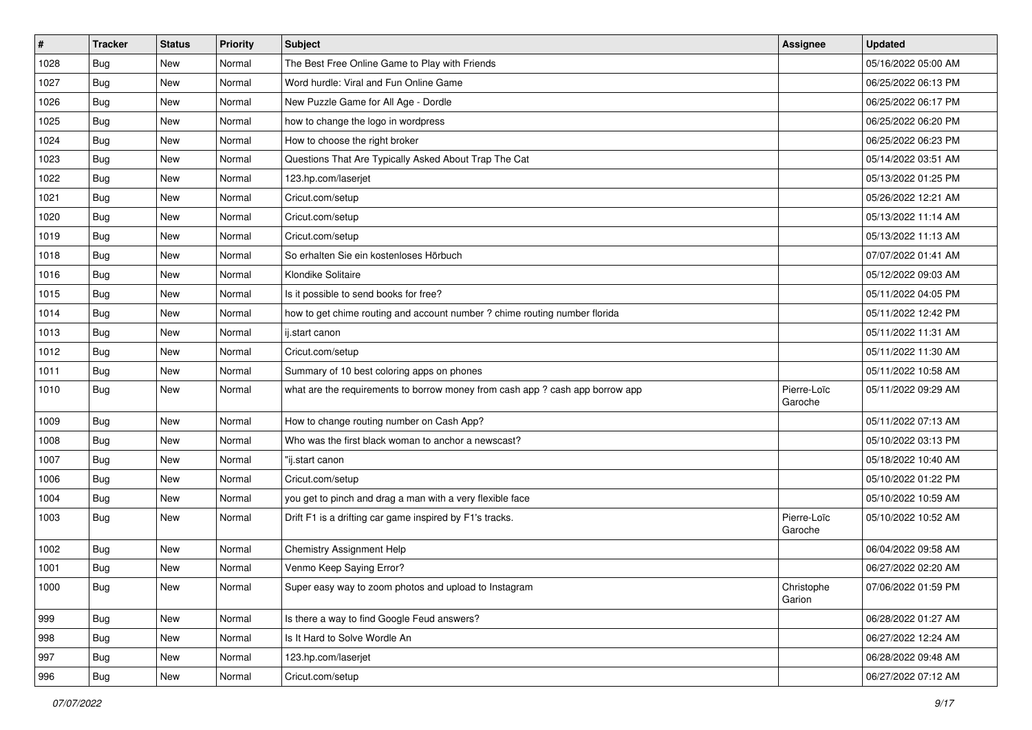| # | Tracker | Status | Priority | Subject | Assignee | Updated |
|---|---|---|---|---|---|---|
| 1028 | Bug | New | Normal | The Best Free Online Game to Play with Friends | | 05/16/2022 05:00 AM |
| 1027 | Bug | New | Normal | Word hurdle: Viral and Fun Online Game | | 06/25/2022 06:13 PM |
| 1026 | Bug | New | Normal | New Puzzle Game for All Age - Dordle | | 06/25/2022 06:17 PM |
| 1025 | Bug | New | Normal | how to change the logo in wordpress | | 06/25/2022 06:20 PM |
| 1024 | Bug | New | Normal | How to choose the right broker | | 06/25/2022 06:23 PM |
| 1023 | Bug | New | Normal | Questions That Are Typically Asked About Trap The Cat | | 05/14/2022 03:51 AM |
| 1022 | Bug | New | Normal | 123.hp.com/laserjet | | 05/13/2022 01:25 PM |
| 1021 | Bug | New | Normal | Cricut.com/setup | | 05/26/2022 12:21 AM |
| 1020 | Bug | New | Normal | Cricut.com/setup | | 05/13/2022 11:14 AM |
| 1019 | Bug | New | Normal | Cricut.com/setup | | 05/13/2022 11:13 AM |
| 1018 | Bug | New | Normal | So erhalten Sie ein kostenloses Hörbuch | | 07/07/2022 01:41 AM |
| 1016 | Bug | New | Normal | Klondike Solitaire | | 05/12/2022 09:03 AM |
| 1015 | Bug | New | Normal | Is it possible to send books for free? | | 05/11/2022 04:05 PM |
| 1014 | Bug | New | Normal | how to get chime routing and account number ? chime routing number florida | | 05/11/2022 12:42 PM |
| 1013 | Bug | New | Normal | ij.start canon | | 05/11/2022 11:31 AM |
| 1012 | Bug | New | Normal | Cricut.com/setup | | 05/11/2022 11:30 AM |
| 1011 | Bug | New | Normal | Summary of 10 best coloring apps on phones | | 05/11/2022 10:58 AM |
| 1010 | Bug | New | Normal | what are the requirements to borrow money from cash app ? cash app borrow app | Pierre-Loïc Garoche | 05/11/2022 09:29 AM |
| 1009 | Bug | New | Normal | How to change routing number on Cash App? | | 05/11/2022 07:13 AM |
| 1008 | Bug | New | Normal | Who was the first black woman to anchor a newscast? | | 05/10/2022 03:13 PM |
| 1007 | Bug | New | Normal | "ij.start canon | | 05/18/2022 10:40 AM |
| 1006 | Bug | New | Normal | Cricut.com/setup | | 05/10/2022 01:22 PM |
| 1004 | Bug | New | Normal | you get to pinch and drag a man with a very flexible face | | 05/10/2022 10:59 AM |
| 1003 | Bug | New | Normal | Drift F1 is a drifting car game inspired by F1's tracks. | Pierre-Loïc Garoche | 05/10/2022 10:52 AM |
| 1002 | Bug | New | Normal | Chemistry Assignment Help | | 06/04/2022 09:58 AM |
| 1001 | Bug | New | Normal | Venmo Keep Saying Error? | | 06/27/2022 02:20 AM |
| 1000 | Bug | New | Normal | Super easy way to zoom photos and upload to Instagram | Christophe Garion | 07/06/2022 01:59 PM |
| 999 | Bug | New | Normal | Is there a way to find Google Feud answers? | | 06/28/2022 01:27 AM |
| 998 | Bug | New | Normal | Is It Hard to Solve Wordle An | | 06/27/2022 12:24 AM |
| 997 | Bug | New | Normal | 123.hp.com/laserjet | | 06/28/2022 09:48 AM |
| 996 | Bug | New | Normal | Cricut.com/setup | | 06/27/2022 07:12 AM |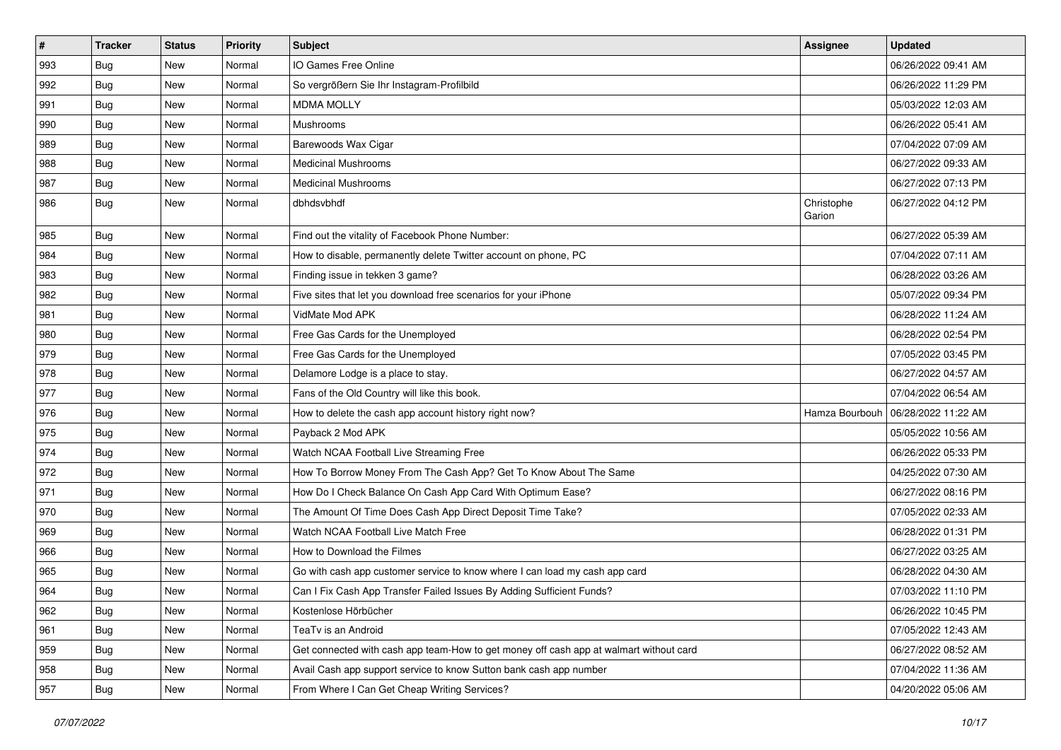| # | Tracker | Status | Priority | Subject | Assignee | Updated |
|---|---|---|---|---|---|---|
| 993 | Bug | New | Normal | IO Games Free Online | | 06/26/2022 09:41 AM |
| 992 | Bug | New | Normal | So vergrößern Sie Ihr Instagram-Profilbild | | 06/26/2022 11:29 PM |
| 991 | Bug | New | Normal | MDMA MOLLY | | 05/03/2022 12:03 AM |
| 990 | Bug | New | Normal | Mushrooms | | 06/26/2022 05:41 AM |
| 989 | Bug | New | Normal | Barewoods Wax Cigar | | 07/04/2022 07:09 AM |
| 988 | Bug | New | Normal | Medicinal Mushrooms | | 06/27/2022 09:33 AM |
| 987 | Bug | New | Normal | Medicinal Mushrooms | | 06/27/2022 07:13 PM |
| 986 | Bug | New | Normal | dbhdsvbhdf | Christophe Garion | 06/27/2022 04:12 PM |
| 985 | Bug | New | Normal | Find out the vitality of Facebook Phone Number: | | 06/27/2022 05:39 AM |
| 984 | Bug | New | Normal | How to disable, permanently delete Twitter account on phone, PC | | 07/04/2022 07:11 AM |
| 983 | Bug | New | Normal | Finding issue in tekken 3 game? | | 06/28/2022 03:26 AM |
| 982 | Bug | New | Normal | Five sites that let you download free scenarios for your iPhone | | 05/07/2022 09:34 PM |
| 981 | Bug | New | Normal | VidMate Mod APK | | 06/28/2022 11:24 AM |
| 980 | Bug | New | Normal | Free Gas Cards for the Unemployed | | 06/28/2022 02:54 PM |
| 979 | Bug | New | Normal | Free Gas Cards for the Unemployed | | 07/05/2022 03:45 PM |
| 978 | Bug | New | Normal | Delamore Lodge is a place to stay. | | 06/27/2022 04:57 AM |
| 977 | Bug | New | Normal | Fans of the Old Country will like this book. | | 07/04/2022 06:54 AM |
| 976 | Bug | New | Normal | How to delete the cash app account history right now? | Hamza Bourbouh | 06/28/2022 11:22 AM |
| 975 | Bug | New | Normal | Payback 2 Mod APK | | 05/05/2022 10:56 AM |
| 974 | Bug | New | Normal | Watch NCAA Football Live Streaming Free | | 06/26/2022 05:33 PM |
| 972 | Bug | New | Normal | How To Borrow Money From The Cash App? Get To Know About The Same | | 04/25/2022 07:30 AM |
| 971 | Bug | New | Normal | How Do I Check Balance On Cash App Card With Optimum Ease? | | 06/27/2022 08:16 PM |
| 970 | Bug | New | Normal | The Amount Of Time Does Cash App Direct Deposit Time Take? | | 07/05/2022 02:33 AM |
| 969 | Bug | New | Normal | Watch NCAA Football Live Match Free | | 06/28/2022 01:31 PM |
| 966 | Bug | New | Normal | How to Download the Filmes | | 06/27/2022 03:25 AM |
| 965 | Bug | New | Normal | Go with cash app customer service to know where I can load my cash app card | | 06/28/2022 04:30 AM |
| 964 | Bug | New | Normal | Can I Fix Cash App Transfer Failed Issues By Adding Sufficient Funds? | | 07/03/2022 11:10 PM |
| 962 | Bug | New | Normal | Kostenlose Hörbücher | | 06/26/2022 10:45 PM |
| 961 | Bug | New | Normal | TeaTv is an Android | | 07/05/2022 12:43 AM |
| 959 | Bug | New | Normal | Get connected with cash app team-How to get money off cash app at walmart without card | | 06/27/2022 08:52 AM |
| 958 | Bug | New | Normal | Avail Cash app support service to know Sutton bank cash app number | | 07/04/2022 11:36 AM |
| 957 | Bug | New | Normal | From Where I Can Get Cheap Writing Services? | | 04/20/2022 05:06 AM |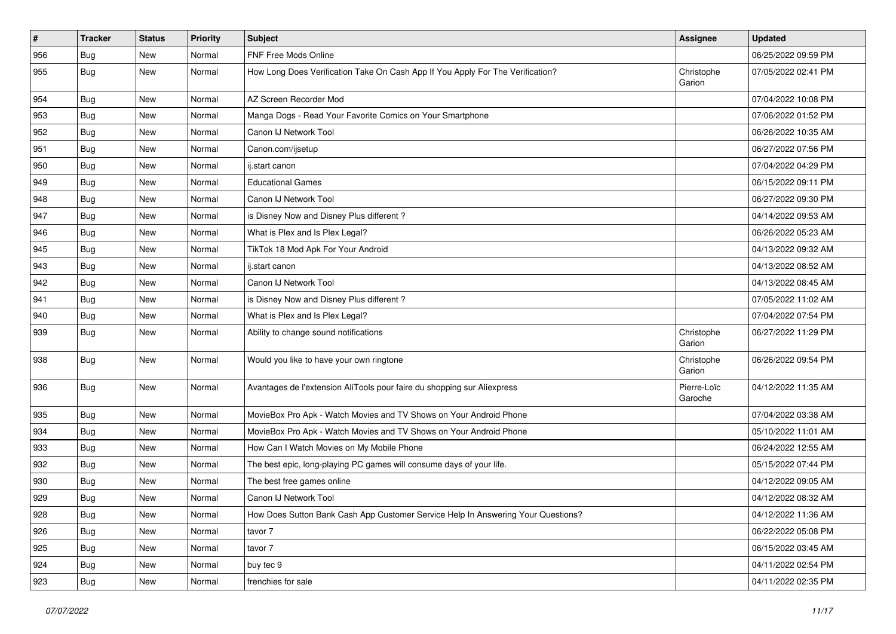| # | Tracker | Status | Priority | Subject | Assignee | Updated |
|---|---|---|---|---|---|---|
| 956 | Bug | New | Normal | FNF Free Mods Online | | 06/25/2022 09:59 PM |
| 955 | Bug | New | Normal | How Long Does Verification Take On Cash App If You Apply For The Verification? | Christophe Garion | 07/05/2022 02:41 PM |
| 954 | Bug | New | Normal | AZ Screen Recorder Mod | | 07/04/2022 10:08 PM |
| 953 | Bug | New | Normal | Manga Dogs - Read Your Favorite Comics on Your Smartphone | | 07/06/2022 01:52 PM |
| 952 | Bug | New | Normal | Canon IJ Network Tool | | 06/26/2022 10:35 AM |
| 951 | Bug | New | Normal | Canon.com/ijsetup | | 06/27/2022 07:56 PM |
| 950 | Bug | New | Normal | ij.start canon | | 07/04/2022 04:29 PM |
| 949 | Bug | New | Normal | Educational Games | | 06/15/2022 09:11 PM |
| 948 | Bug | New | Normal | Canon IJ Network Tool | | 06/27/2022 09:30 PM |
| 947 | Bug | New | Normal | is Disney Now and Disney Plus different ? | | 04/14/2022 09:53 AM |
| 946 | Bug | New | Normal | What is Plex and Is Plex Legal? | | 06/26/2022 05:23 AM |
| 945 | Bug | New | Normal | TikTok 18 Mod Apk For Your Android | | 04/13/2022 09:32 AM |
| 943 | Bug | New | Normal | ij.start canon | | 04/13/2022 08:52 AM |
| 942 | Bug | New | Normal | Canon IJ Network Tool | | 04/13/2022 08:45 AM |
| 941 | Bug | New | Normal | is Disney Now and Disney Plus different ? | | 07/05/2022 11:02 AM |
| 940 | Bug | New | Normal | What is Plex and Is Plex Legal? | | 07/04/2022 07:54 PM |
| 939 | Bug | New | Normal | Ability to change sound notifications | Christophe Garion | 06/27/2022 11:29 PM |
| 938 | Bug | New | Normal | Would you like to have your own ringtone | Christophe Garion | 06/26/2022 09:54 PM |
| 936 | Bug | New | Normal | Avantages de l'extension AliTools pour faire du shopping sur Aliexpress | Pierre-Loïc Garoche | 04/12/2022 11:35 AM |
| 935 | Bug | New | Normal | MovieBox Pro Apk - Watch Movies and TV Shows on Your Android Phone | | 07/04/2022 03:38 AM |
| 934 | Bug | New | Normal | MovieBox Pro Apk - Watch Movies and TV Shows on Your Android Phone | | 05/10/2022 11:01 AM |
| 933 | Bug | New | Normal | How Can I Watch Movies on My Mobile Phone | | 06/24/2022 12:55 AM |
| 932 | Bug | New | Normal | The best epic, long-playing PC games will consume days of your life. | | 05/15/2022 07:44 PM |
| 930 | Bug | New | Normal | The best free games online | | 04/12/2022 09:05 AM |
| 929 | Bug | New | Normal | Canon IJ Network Tool | | 04/12/2022 08:32 AM |
| 928 | Bug | New | Normal | How Does Sutton Bank Cash App Customer Service Help In Answering Your Questions? | | 04/12/2022 11:36 AM |
| 926 | Bug | New | Normal | tavor 7 | | 06/22/2022 05:08 PM |
| 925 | Bug | New | Normal | tavor 7 | | 06/15/2022 03:45 AM |
| 924 | Bug | New | Normal | buy tec 9 | | 04/11/2022 02:54 PM |
| 923 | Bug | New | Normal | frenchies for sale | | 04/11/2022 02:35 PM |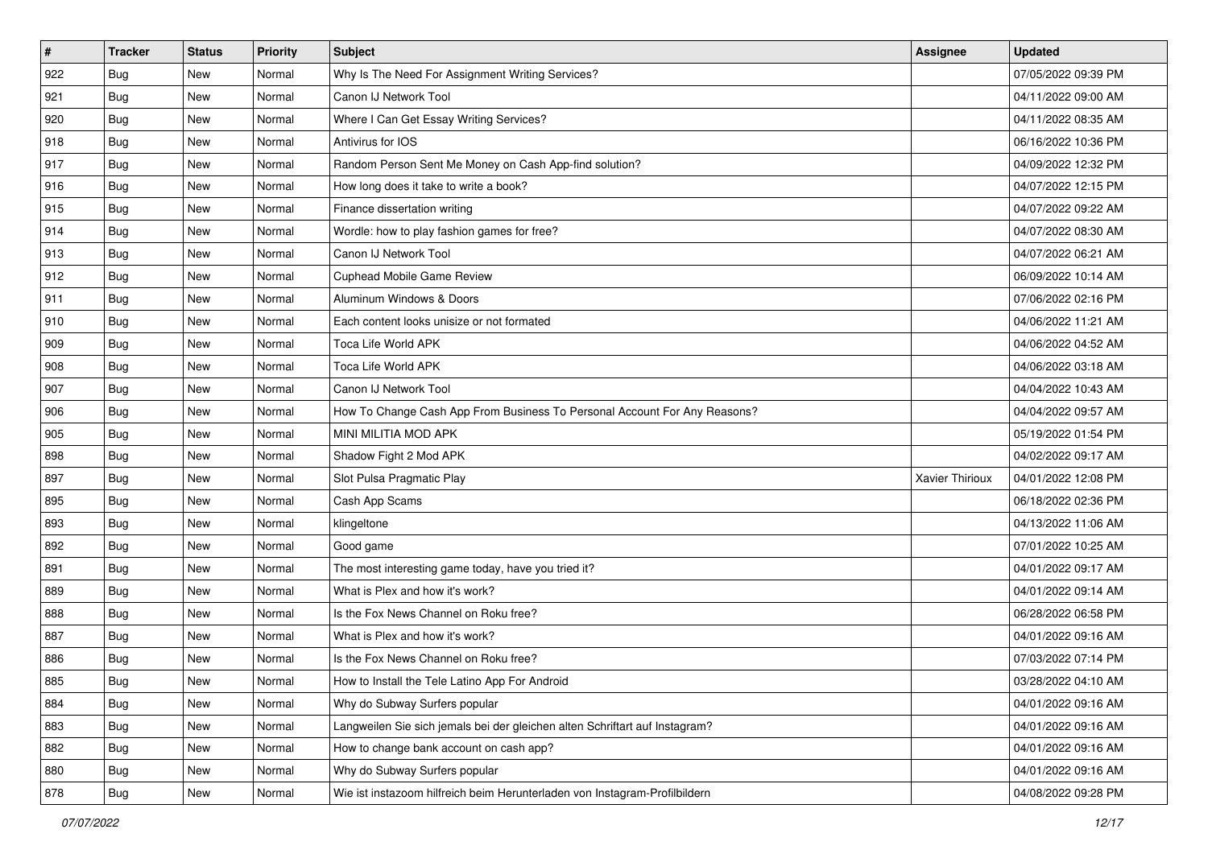| # | Tracker | Status | Priority | Subject | Assignee | Updated |
| --- | --- | --- | --- | --- | --- | --- |
| 922 | Bug | New | Normal | Why Is The Need For Assignment Writing Services? | | 07/05/2022 09:39 PM |
| 921 | Bug | New | Normal | Canon IJ Network Tool | | 04/11/2022 09:00 AM |
| 920 | Bug | New | Normal | Where I Can Get Essay Writing Services? | | 04/11/2022 08:35 AM |
| 918 | Bug | New | Normal | Antivirus for IOS | | 06/16/2022 10:36 PM |
| 917 | Bug | New | Normal | Random Person Sent Me Money on Cash App-find solution? | | 04/09/2022 12:32 PM |
| 916 | Bug | New | Normal | How long does it take to write a book? | | 04/07/2022 12:15 PM |
| 915 | Bug | New | Normal | Finance dissertation writing | | 04/07/2022 09:22 AM |
| 914 | Bug | New | Normal | Wordle: how to play fashion games for free? | | 04/07/2022 08:30 AM |
| 913 | Bug | New | Normal | Canon IJ Network Tool | | 04/07/2022 06:21 AM |
| 912 | Bug | New | Normal | Cuphead Mobile Game Review | | 06/09/2022 10:14 AM |
| 911 | Bug | New | Normal | Aluminum Windows & Doors | | 07/06/2022 02:16 PM |
| 910 | Bug | New | Normal | Each content looks unisize or not formated | | 04/06/2022 11:21 AM |
| 909 | Bug | New | Normal | Toca Life World APK | | 04/06/2022 04:52 AM |
| 908 | Bug | New | Normal | Toca Life World APK | | 04/06/2022 03:18 AM |
| 907 | Bug | New | Normal | Canon IJ Network Tool | | 04/04/2022 10:43 AM |
| 906 | Bug | New | Normal | How To Change Cash App From Business To Personal Account For Any Reasons? | | 04/04/2022 09:57 AM |
| 905 | Bug | New | Normal | MINI MILITIA MOD APK | | 05/19/2022 01:54 PM |
| 898 | Bug | New | Normal | Shadow Fight 2 Mod APK | | 04/02/2022 09:17 AM |
| 897 | Bug | New | Normal | Slot Pulsa Pragmatic Play | Xavier Thirioux | 04/01/2022 12:08 PM |
| 895 | Bug | New | Normal | Cash App Scams | | 06/18/2022 02:36 PM |
| 893 | Bug | New | Normal | klingeltone | | 04/13/2022 11:06 AM |
| 892 | Bug | New | Normal | Good game | | 07/01/2022 10:25 AM |
| 891 | Bug | New | Normal | The most interesting game today, have you tried it? | | 04/01/2022 09:17 AM |
| 889 | Bug | New | Normal | What is Plex and how it's work? | | 04/01/2022 09:14 AM |
| 888 | Bug | New | Normal | Is the Fox News Channel on Roku free? | | 06/28/2022 06:58 PM |
| 887 | Bug | New | Normal | What is Plex and how it's work? | | 04/01/2022 09:16 AM |
| 886 | Bug | New | Normal | Is the Fox News Channel on Roku free? | | 07/03/2022 07:14 PM |
| 885 | Bug | New | Normal | How to Install the Tele Latino App For Android | | 03/28/2022 04:10 AM |
| 884 | Bug | New | Normal | Why do Subway Surfers popular | | 04/01/2022 09:16 AM |
| 883 | Bug | New | Normal | Langweilen Sie sich jemals bei der gleichen alten Schriftart auf Instagram? | | 04/01/2022 09:16 AM |
| 882 | Bug | New | Normal | How to change bank account on cash app? | | 04/01/2022 09:16 AM |
| 880 | Bug | New | Normal | Why do Subway Surfers popular | | 04/01/2022 09:16 AM |
| 878 | Bug | New | Normal | Wie ist instazoom hilfreich beim Herunterladen von Instagram-Profilbildern | | 04/08/2022 09:28 PM |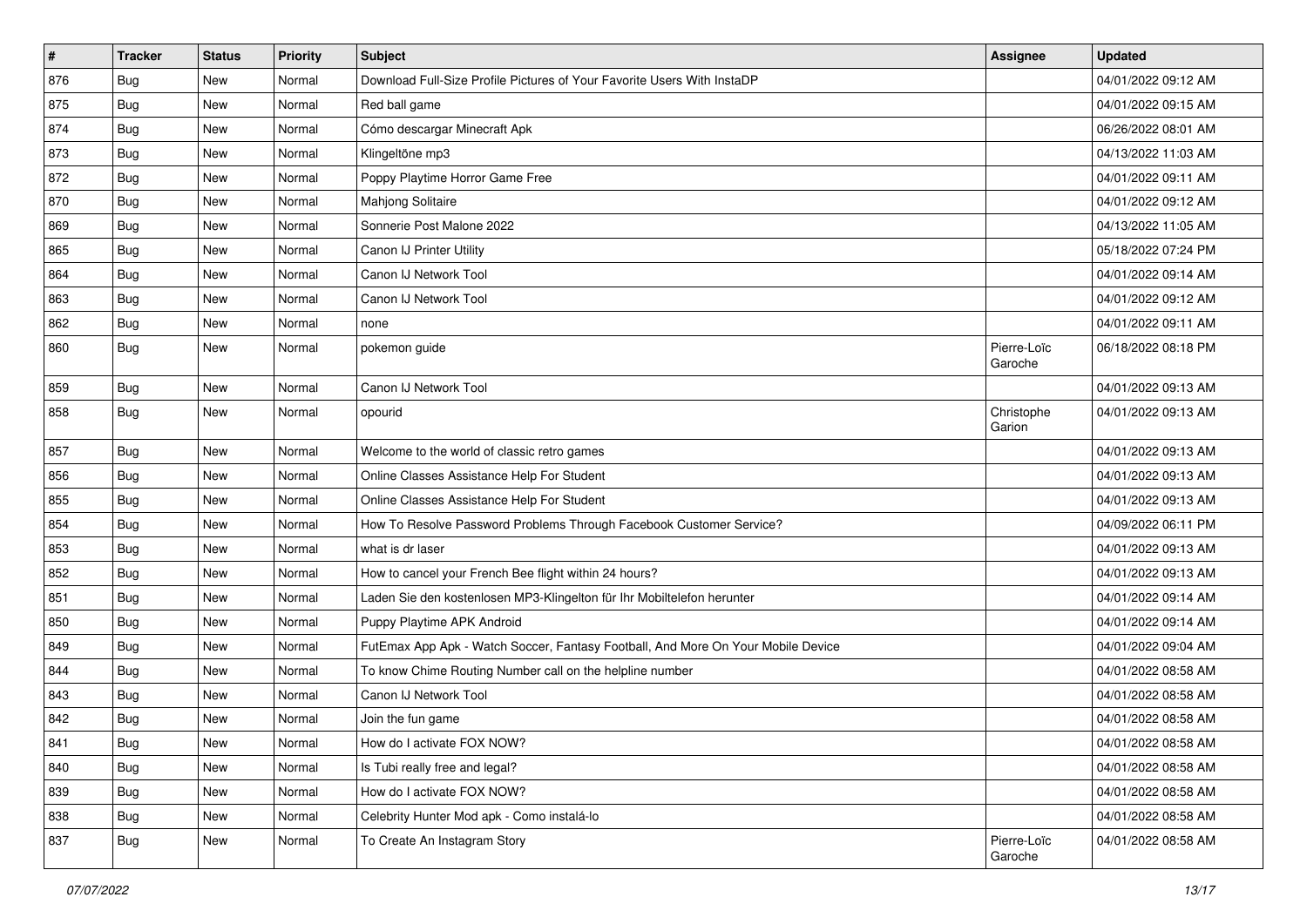| # | Tracker | Status | Priority | Subject | Assignee | Updated |
| --- | --- | --- | --- | --- | --- | --- |
| 876 | Bug | New | Normal | Download Full-Size Profile Pictures of Your Favorite Users With InstaDP | | 04/01/2022 09:12 AM |
| 875 | Bug | New | Normal | Red ball game | | 04/01/2022 09:15 AM |
| 874 | Bug | New | Normal | Cómo descargar Minecraft Apk | | 06/26/2022 08:01 AM |
| 873 | Bug | New | Normal | Klingeltöne mp3 | | 04/13/2022 11:03 AM |
| 872 | Bug | New | Normal | Poppy Playtime Horror Game Free | | 04/01/2022 09:11 AM |
| 870 | Bug | New | Normal | Mahjong Solitaire | | 04/01/2022 09:12 AM |
| 869 | Bug | New | Normal | Sonnerie Post Malone 2022 | | 04/13/2022 11:05 AM |
| 865 | Bug | New | Normal | Canon IJ Printer Utility | | 05/18/2022 07:24 PM |
| 864 | Bug | New | Normal | Canon IJ Network Tool | | 04/01/2022 09:14 AM |
| 863 | Bug | New | Normal | Canon IJ Network Tool | | 04/01/2022 09:12 AM |
| 862 | Bug | New | Normal | none | | 04/01/2022 09:11 AM |
| 860 | Bug | New | Normal | pokemon guide | Pierre-Loïc Garoche | 06/18/2022 08:18 PM |
| 859 | Bug | New | Normal | Canon IJ Network Tool | | 04/01/2022 09:13 AM |
| 858 | Bug | New | Normal | opourid | Christophe Garion | 04/01/2022 09:13 AM |
| 857 | Bug | New | Normal | Welcome to the world of classic retro games | | 04/01/2022 09:13 AM |
| 856 | Bug | New | Normal | Online Classes Assistance Help For Student | | 04/01/2022 09:13 AM |
| 855 | Bug | New | Normal | Online Classes Assistance Help For Student | | 04/01/2022 09:13 AM |
| 854 | Bug | New | Normal | How To Resolve Password Problems Through Facebook Customer Service? | | 04/09/2022 06:11 PM |
| 853 | Bug | New | Normal | what is dr laser | | 04/01/2022 09:13 AM |
| 852 | Bug | New | Normal | How to cancel your French Bee flight within 24 hours? | | 04/01/2022 09:13 AM |
| 851 | Bug | New | Normal | Laden Sie den kostenlosen MP3-Klingelton für Ihr Mobiltelefon herunter | | 04/01/2022 09:14 AM |
| 850 | Bug | New | Normal | Puppy Playtime APK Android | | 04/01/2022 09:14 AM |
| 849 | Bug | New | Normal | FutEmax App Apk - Watch Soccer, Fantasy Football, And More On Your Mobile Device | | 04/01/2022 09:04 AM |
| 844 | Bug | New | Normal | To know Chime Routing Number call on the helpline number | | 04/01/2022 08:58 AM |
| 843 | Bug | New | Normal | Canon IJ Network Tool | | 04/01/2022 08:58 AM |
| 842 | Bug | New | Normal | Join the fun game | | 04/01/2022 08:58 AM |
| 841 | Bug | New | Normal | How do I activate FOX NOW? | | 04/01/2022 08:58 AM |
| 840 | Bug | New | Normal | Is Tubi really free and legal? | | 04/01/2022 08:58 AM |
| 839 | Bug | New | Normal | How do I activate FOX NOW? | | 04/01/2022 08:58 AM |
| 838 | Bug | New | Normal | Celebrity Hunter Mod apk - Como instalá-lo | | 04/01/2022 08:58 AM |
| 837 | Bug | New | Normal | To Create An Instagram Story | Pierre-Loïc Garoche | 04/01/2022 08:58 AM |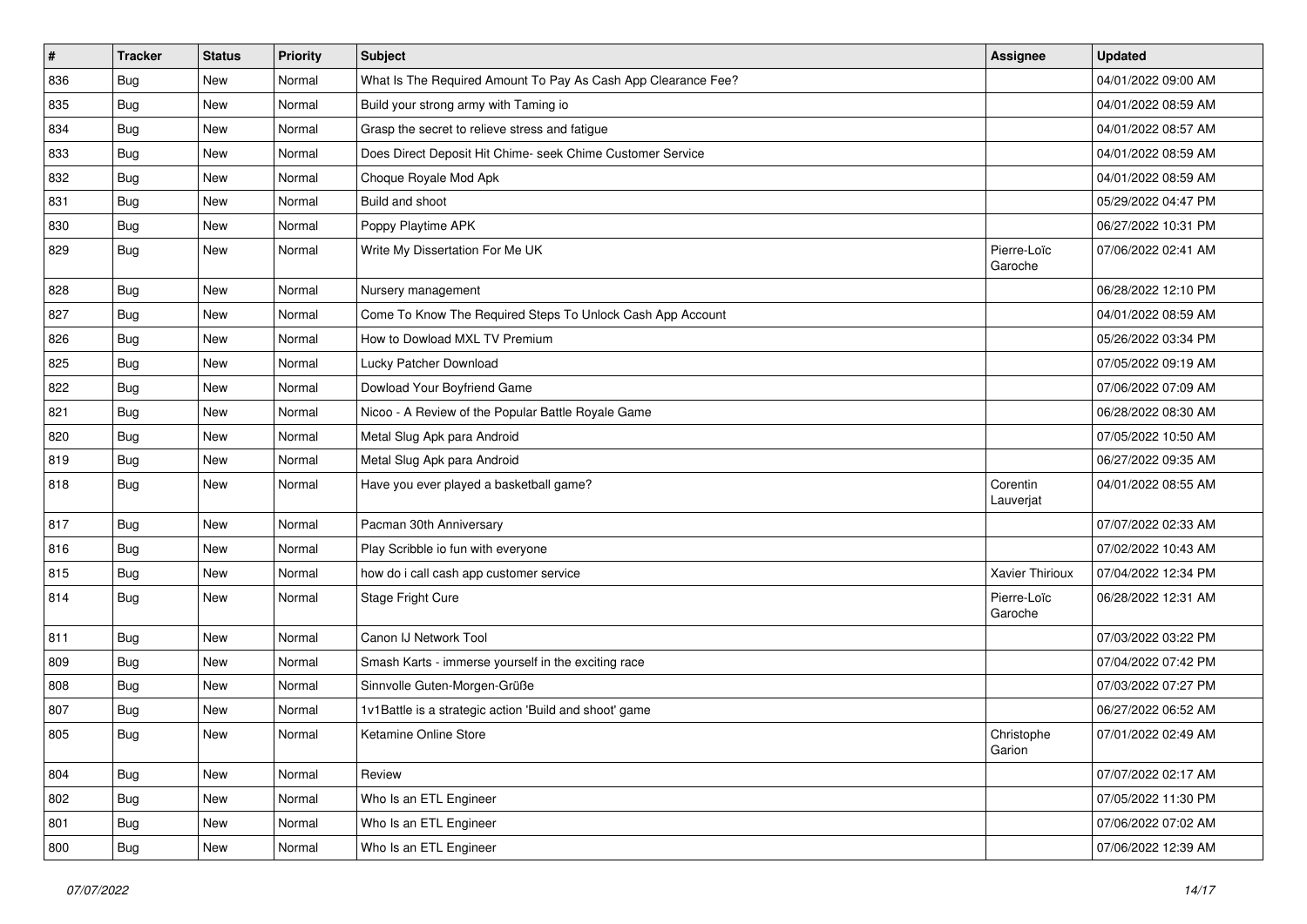| # | Tracker | Status | Priority | Subject | Assignee | Updated |
|---|---|---|---|---|---|---|
| 836 | Bug | New | Normal | What Is The Required Amount To Pay As Cash App Clearance Fee? | | 04/01/2022 09:00 AM |
| 835 | Bug | New | Normal | Build your strong army with Taming io | | 04/01/2022 08:59 AM |
| 834 | Bug | New | Normal | Grasp the secret to relieve stress and fatigue | | 04/01/2022 08:57 AM |
| 833 | Bug | New | Normal | Does Direct Deposit Hit Chime- seek Chime Customer Service | | 04/01/2022 08:59 AM |
| 832 | Bug | New | Normal | Choque Royale Mod Apk | | 04/01/2022 08:59 AM |
| 831 | Bug | New | Normal | Build and shoot | | 05/29/2022 04:47 PM |
| 830 | Bug | New | Normal | Poppy Playtime APK | | 06/27/2022 10:31 PM |
| 829 | Bug | New | Normal | Write My Dissertation For Me UK | Pierre-Loïc Garoche | 07/06/2022 02:41 AM |
| 828 | Bug | New | Normal | Nursery management | | 06/28/2022 12:10 PM |
| 827 | Bug | New | Normal | Come To Know The Required Steps To Unlock Cash App Account | | 04/01/2022 08:59 AM |
| 826 | Bug | New | Normal | How to Dowload MXL TV Premium | | 05/26/2022 03:34 PM |
| 825 | Bug | New | Normal | Lucky Patcher Download | | 07/05/2022 09:19 AM |
| 822 | Bug | New | Normal | Dowload Your Boyfriend Game | | 07/06/2022 07:09 AM |
| 821 | Bug | New | Normal | Nicoo - A Review of the Popular Battle Royale Game | | 06/28/2022 08:30 AM |
| 820 | Bug | New | Normal | Metal Slug Apk para Android | | 07/05/2022 10:50 AM |
| 819 | Bug | New | Normal | Metal Slug Apk para Android | | 06/27/2022 09:35 AM |
| 818 | Bug | New | Normal | Have you ever played a basketball game? | Corentin Lauverjat | 04/01/2022 08:55 AM |
| 817 | Bug | New | Normal | Pacman 30th Anniversary | | 07/07/2022 02:33 AM |
| 816 | Bug | New | Normal | Play Scribble io fun with everyone | | 07/02/2022 10:43 AM |
| 815 | Bug | New | Normal | how do i call cash app customer service | Xavier Thirioux | 07/04/2022 12:34 PM |
| 814 | Bug | New | Normal | Stage Fright Cure | Pierre-Loïc Garoche | 06/28/2022 12:31 AM |
| 811 | Bug | New | Normal | Canon IJ Network Tool | | 07/03/2022 03:22 PM |
| 809 | Bug | New | Normal | Smash Karts - immerse yourself in the exciting race | | 07/04/2022 07:42 PM |
| 808 | Bug | New | Normal | Sinnvolle Guten-Morgen-Grüße | | 07/03/2022 07:27 PM |
| 807 | Bug | New | Normal | 1v1Battle is a strategic action 'Build and shoot' game | | 06/27/2022 06:52 AM |
| 805 | Bug | New | Normal | Ketamine Online Store | Christophe Garion | 07/01/2022 02:49 AM |
| 804 | Bug | New | Normal | Review | | 07/07/2022 02:17 AM |
| 802 | Bug | New | Normal | Who Is an ETL Engineer | | 07/05/2022 11:30 PM |
| 801 | Bug | New | Normal | Who Is an ETL Engineer | | 07/06/2022 07:02 AM |
| 800 | Bug | New | Normal | Who Is an ETL Engineer | | 07/06/2022 12:39 AM |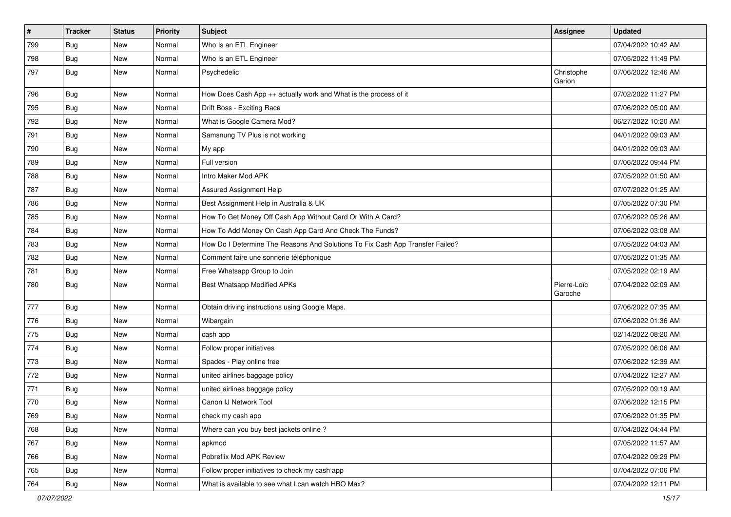| # | Tracker | Status | Priority | Subject | Assignee | Updated |
|---|---|---|---|---|---|---|
| 799 | Bug | New | Normal | Who Is an ETL Engineer | | 07/04/2022 10:42 AM |
| 798 | Bug | New | Normal | Who Is an ETL Engineer | | 07/05/2022 11:49 PM |
| 797 | Bug | New | Normal | Psychedelic | Christophe Garion | 07/06/2022 12:46 AM |
| 796 | Bug | New | Normal | How Does Cash App ++ actually work and What is the process of it | | 07/02/2022 11:27 PM |
| 795 | Bug | New | Normal | Drift Boss - Exciting Race | | 07/06/2022 05:00 AM |
| 792 | Bug | New | Normal | What is Google Camera Mod? | | 06/27/2022 10:20 AM |
| 791 | Bug | New | Normal | Samsnung TV Plus is not working | | 04/01/2022 09:03 AM |
| 790 | Bug | New | Normal | My app | | 04/01/2022 09:03 AM |
| 789 | Bug | New | Normal | Full version | | 07/06/2022 09:44 PM |
| 788 | Bug | New | Normal | Intro Maker Mod APK | | 07/05/2022 01:50 AM |
| 787 | Bug | New | Normal | Assured Assignment Help | | 07/07/2022 01:25 AM |
| 786 | Bug | New | Normal | Best Assignment Help in Australia & UK | | 07/05/2022 07:30 PM |
| 785 | Bug | New | Normal | How To Get Money Off Cash App Without Card Or With A Card? | | 07/06/2022 05:26 AM |
| 784 | Bug | New | Normal | How To Add Money On Cash App Card And Check The Funds? | | 07/06/2022 03:08 AM |
| 783 | Bug | New | Normal | How Do I Determine The Reasons And Solutions To Fix Cash App Transfer Failed? | | 07/05/2022 04:03 AM |
| 782 | Bug | New | Normal | Comment faire une sonnerie téléphonique | | 07/05/2022 01:35 AM |
| 781 | Bug | New | Normal | Free Whatsapp Group to Join | | 07/05/2022 02:19 AM |
| 780 | Bug | New | Normal | Best Whatsapp Modified APKs | Pierre-Loïc Garoche | 07/04/2022 02:09 AM |
| 777 | Bug | New | Normal | Obtain driving instructions using Google Maps. | | 07/06/2022 07:35 AM |
| 776 | Bug | New | Normal | Wibargain | | 07/06/2022 01:36 AM |
| 775 | Bug | New | Normal | cash app | | 02/14/2022 08:20 AM |
| 774 | Bug | New | Normal | Follow proper initiatives | | 07/05/2022 06:06 AM |
| 773 | Bug | New | Normal | Spades - Play online free | | 07/06/2022 12:39 AM |
| 772 | Bug | New | Normal | united airlines baggage policy | | 07/04/2022 12:27 AM |
| 771 | Bug | New | Normal | united airlines baggage policy | | 07/05/2022 09:19 AM |
| 770 | Bug | New | Normal | Canon IJ Network Tool | | 07/06/2022 12:15 PM |
| 769 | Bug | New | Normal | check my cash app | | 07/06/2022 01:35 PM |
| 768 | Bug | New | Normal | Where can you buy best jackets online ? | | 07/04/2022 04:44 PM |
| 767 | Bug | New | Normal | apkmod | | 07/05/2022 11:57 AM |
| 766 | Bug | New | Normal | Pobreflix Mod APK Review | | 07/04/2022 09:29 PM |
| 765 | Bug | New | Normal | Follow proper initiatives to check my cash app | | 07/04/2022 07:06 PM |
| 764 | Bug | New | Normal | What is available to see what I can watch HBO Max? | | 07/04/2022 12:11 PM |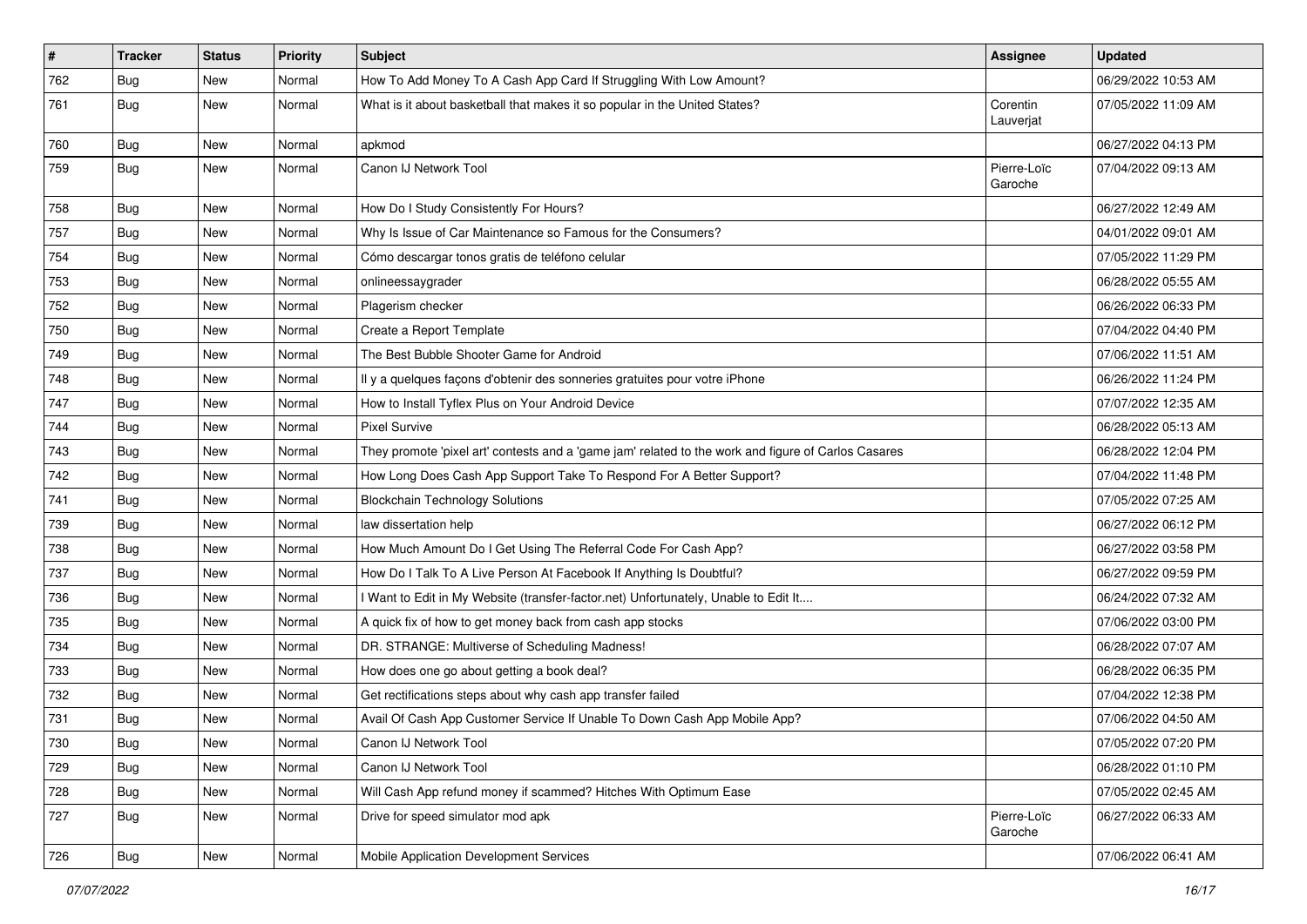| # | Tracker | Status | Priority | Subject | Assignee | Updated |
|---|---|---|---|---|---|---|
| 762 | Bug | New | Normal | How To Add Money To A Cash App Card If Struggling With Low Amount? | | 06/29/2022 10:53 AM |
| 761 | Bug | New | Normal | What is it about basketball that makes it so popular in the United States? | Corentin Lauverjat | 07/05/2022 11:09 AM |
| 760 | Bug | New | Normal | apkmod | | 06/27/2022 04:13 PM |
| 759 | Bug | New | Normal | Canon IJ Network Tool | Pierre-Loïc Garoche | 07/04/2022 09:13 AM |
| 758 | Bug | New | Normal | How Do I Study Consistently For Hours? | | 06/27/2022 12:49 AM |
| 757 | Bug | New | Normal | Why Is Issue of Car Maintenance so Famous for the Consumers? | | 04/01/2022 09:01 AM |
| 754 | Bug | New | Normal | Cómo descargar tonos gratis de teléfono celular | | 07/05/2022 11:29 PM |
| 753 | Bug | New | Normal | onlineessaygrader | | 06/28/2022 05:55 AM |
| 752 | Bug | New | Normal | Plagerism checker | | 06/26/2022 06:33 PM |
| 750 | Bug | New | Normal | Create a Report Template | | 07/04/2022 04:40 PM |
| 749 | Bug | New | Normal | The Best Bubble Shooter Game for Android | | 07/06/2022 11:51 AM |
| 748 | Bug | New | Normal | Il y a quelques façons d'obtenir des sonneries gratuites pour votre iPhone | | 06/26/2022 11:24 PM |
| 747 | Bug | New | Normal | How to Install Tyflex Plus on Your Android Device | | 07/07/2022 12:35 AM |
| 744 | Bug | New | Normal | Pixel Survive | | 06/28/2022 05:13 AM |
| 743 | Bug | New | Normal | They promote 'pixel art' contests and a 'game jam' related to the work and figure of Carlos Casares | | 06/28/2022 12:04 PM |
| 742 | Bug | New | Normal | How Long Does Cash App Support Take To Respond For A Better Support? | | 07/04/2022 11:48 PM |
| 741 | Bug | New | Normal | Blockchain Technology Solutions | | 07/05/2022 07:25 AM |
| 739 | Bug | New | Normal | law dissertation help | | 06/27/2022 06:12 PM |
| 738 | Bug | New | Normal | How Much Amount Do I Get Using The Referral Code For Cash App? | | 06/27/2022 03:58 PM |
| 737 | Bug | New | Normal | How Do I Talk To A Live Person At Facebook If Anything Is Doubtful? | | 06/27/2022 09:59 PM |
| 736 | Bug | New | Normal | I Want to Edit in My Website (transfer-factor.net) Unfortunately, Unable to Edit It.... | | 06/24/2022 07:32 AM |
| 735 | Bug | New | Normal | A quick fix of how to get money back from cash app stocks | | 07/06/2022 03:00 PM |
| 734 | Bug | New | Normal | DR. STRANGE: Multiverse of Scheduling Madness! | | 06/28/2022 07:07 AM |
| 733 | Bug | New | Normal | How does one go about getting a book deal? | | 06/28/2022 06:35 PM |
| 732 | Bug | New | Normal | Get rectifications steps about why cash app transfer failed | | 07/04/2022 12:38 PM |
| 731 | Bug | New | Normal | Avail Of Cash App Customer Service If Unable To Down Cash App Mobile App? | | 07/06/2022 04:50 AM |
| 730 | Bug | New | Normal | Canon IJ Network Tool | | 07/05/2022 07:20 PM |
| 729 | Bug | New | Normal | Canon IJ Network Tool | | 06/28/2022 01:10 PM |
| 728 | Bug | New | Normal | Will Cash App refund money if scammed? Hitches With Optimum Ease | | 07/05/2022 02:45 AM |
| 727 | Bug | New | Normal | Drive for speed simulator mod apk | Pierre-Loïc Garoche | 06/27/2022 06:33 AM |
| 726 | Bug | New | Normal | Mobile Application Development Services | | 07/06/2022 06:41 AM |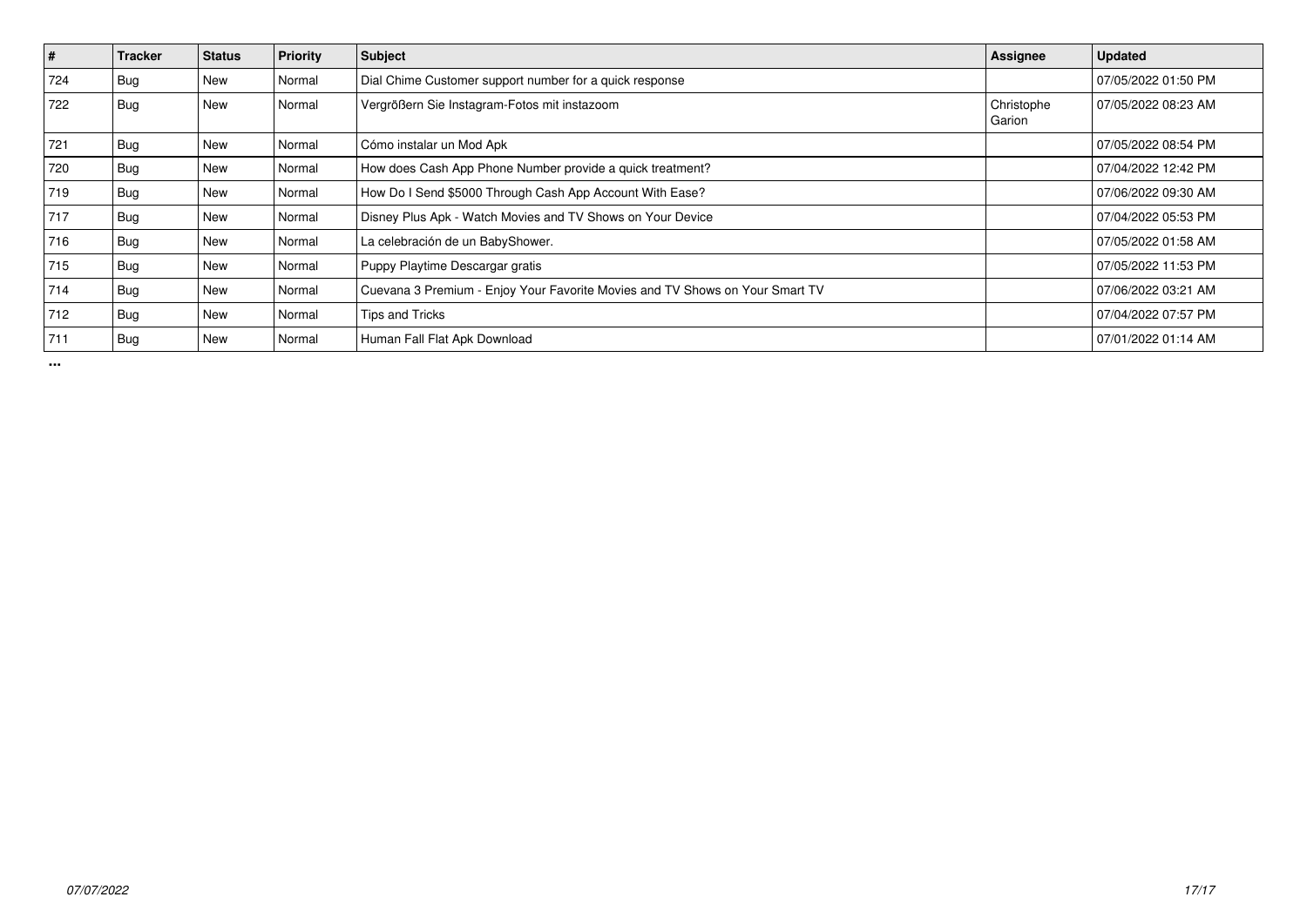| # | Tracker | Status | Priority | Subject | Assignee | Updated |
|---|---|---|---|---|---|---|
| 724 | Bug | New | Normal | Dial Chime Customer support number for a quick response | | 07/05/2022 01:50 PM |
| 722 | Bug | New | Normal | Vergrößern Sie Instagram-Fotos mit instazoom | Christophe Garion | 07/05/2022 08:23 AM |
| 721 | Bug | New | Normal | Cómo instalar un Mod Apk | | 07/05/2022 08:54 PM |
| 720 | Bug | New | Normal | How does Cash App Phone Number provide a quick treatment? | | 07/04/2022 12:42 PM |
| 719 | Bug | New | Normal | How Do I Send $5000 Through Cash App Account With Ease? | | 07/06/2022 09:30 AM |
| 717 | Bug | New | Normal | Disney Plus Apk - Watch Movies and TV Shows on Your Device | | 07/04/2022 05:53 PM |
| 716 | Bug | New | Normal | La celebración de un BabyShower. | | 07/05/2022 01:58 AM |
| 715 | Bug | New | Normal | Puppy Playtime Descargar gratis | | 07/05/2022 11:53 PM |
| 714 | Bug | New | Normal | Cuevana 3 Premium - Enjoy Your Favorite Movies and TV Shows on Your Smart TV | | 07/06/2022 03:21 AM |
| 712 | Bug | New | Normal | Tips and Tricks | | 07/04/2022 07:57 PM |
| 711 | Bug | New | Normal | Human Fall Flat Apk Download | | 07/01/2022 01:14 AM |

...